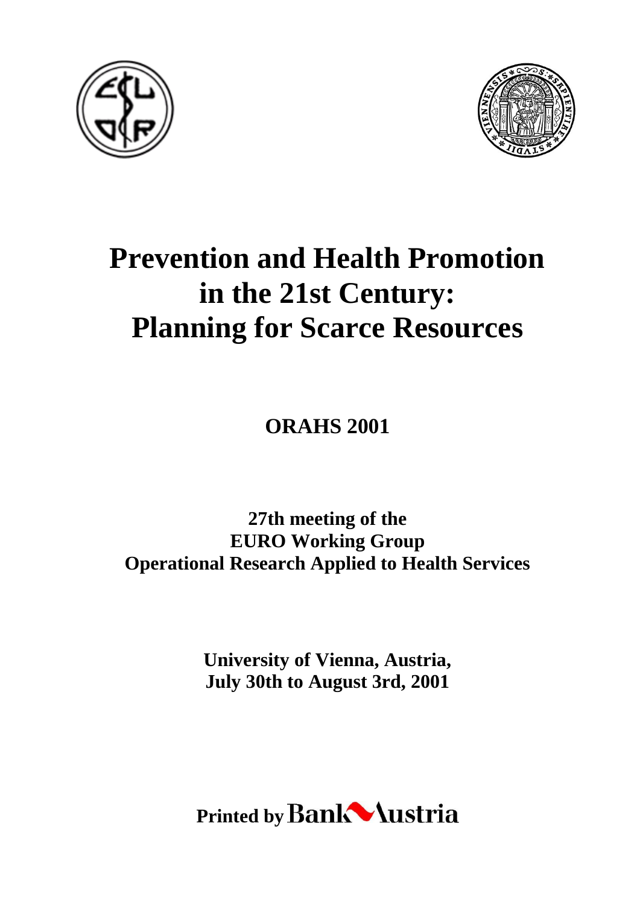# Prevention and Health Promotion in the 21st Century: Planning for Scarce Resources

**ORAHS 2001**

**27th meeting of the EURO Working Group Operational Research Applied to Health Services**

**University of Vienna, Austria, July 30th to August 3rd, 2001**

**Printed by Bank Austria**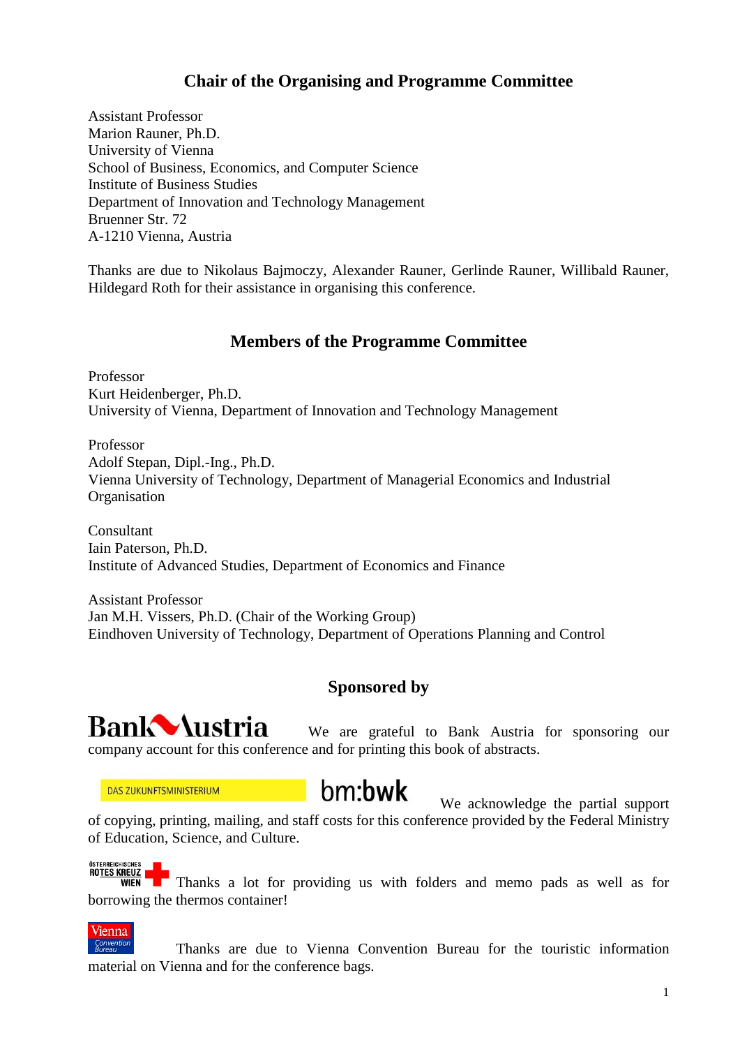## Chair of the Organising and Programme Committee

Assistant Professor
Marion Rauner, Ph.D.
University of Vienna
School of Business, Economics, and Computer Science
Institute of Business Studies
Department of Innovation and Technology Management
Bruenner Str. 72
A-1210 Vienna, Austria

Thanks are due to Nikolaus Bajmoczy, Alexander Rauner, Gerlinde Rauner, Willibald Rauner, Hildegard Roth for their assistance in organising this conference.

## Members of the Programme Committee

Professor
Kurt Heidenberger, Ph.D.
University of Vienna, Department of Innovation and Technology Management

Professor
Adolf Stepan, Dipl.-Ing., Ph.D.
Vienna University of Technology, Department of Managerial Economics and Industrial Organisation

Consultant
Iain Paterson, Ph.D.
Institute of Advanced Studies, Department of Economics and Finance

Assistant Professor
Jan M.H. Vissers, Ph.D. (Chair of the Working Group)
Eindhoven University of Technology, Department of Operations Planning and Control

## Sponsored by

Bank Austria We are grateful to Bank Austria for sponsoring our company account for this conference and for printing this book of abstracts.

DAS ZUKUNFTSMINISTERIUM bm:bwk We acknowledge the partial support of copying, printing, mailing, and staff costs for this conference provided by the Federal Ministry of Education, Science, and Culture.

ÖSTERREICHISCHES ROTES KREUZ WIEN Thanks a lot for providing us with folders and memo pads as well as for borrowing the thermos container!

Vienna Convention Bureau Thanks are due to Vienna Convention Bureau for the touristic information material on Vienna and for the conference bags.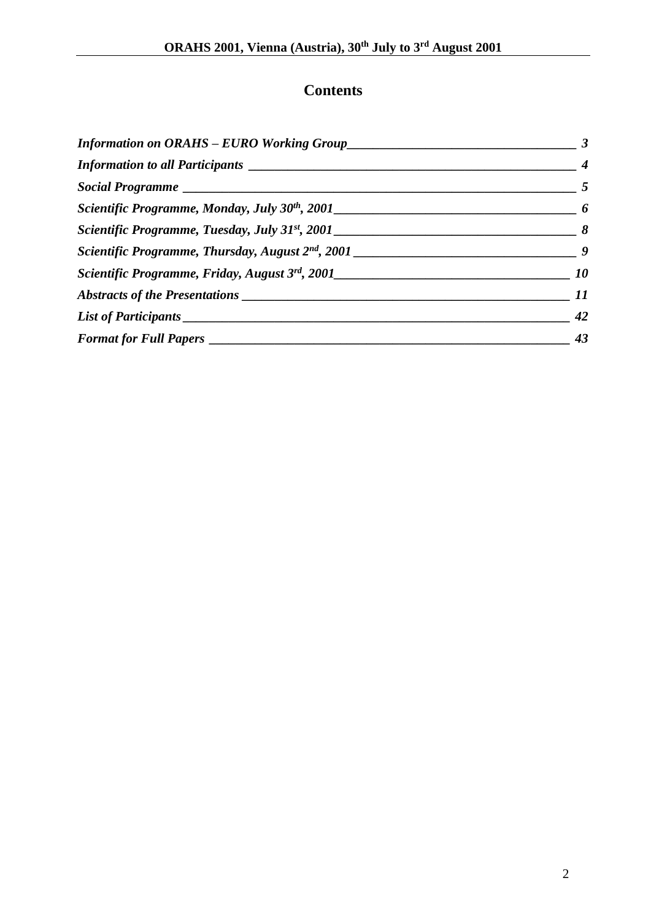# Contents

*Information on ORAHS – EURO Working Group* __________ *3*

*Information to all Participants* __________ *4*

*Social Programme* __________ *5*

*Scientific Programme, Monday, July 30th, 2001* __________ *6*

*Scientific Programme, Tuesday, July 31st, 2001* __________ *8*

*Scientific Programme, Thursday, August 2nd, 2001* __________ *9*

*Scientific Programme, Friday, August 3rd, 2001* __________ *10*

*Abstracts of the Presentations* __________ *11*

*List of Participants* __________ *42*

*Format for Full Papers* __________ *43*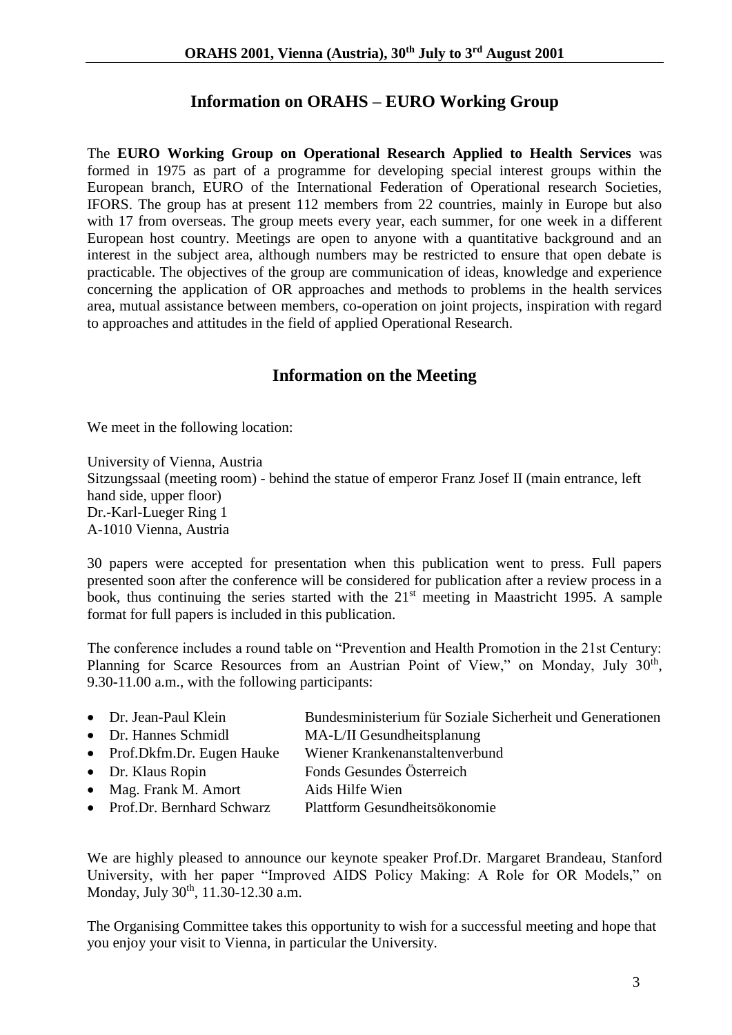## Information on ORAHS – EURO Working Group

The **EURO Working Group on Operational Research Applied to Health Services** was formed in 1975 as part of a programme for developing special interest groups within the European branch, EURO of the International Federation of Operational research Societies, IFORS. The group has at present 112 members from 22 countries, mainly in Europe but also with 17 from overseas. The group meets every year, each summer, for one week in a different European host country. Meetings are open to anyone with a quantitative background and an interest in the subject area, although numbers may be restricted to ensure that open debate is practicable. The objectives of the group are communication of ideas, knowledge and experience concerning the application of OR approaches and methods to problems in the health services area, mutual assistance between members, co-operation on joint projects, inspiration with regard to approaches and attitudes in the field of applied Operational Research.

## Information on the Meeting

We meet in the following location:

University of Vienna, Austria
Sitzungssaal (meeting room) - behind the statue of emperor Franz Josef II (main entrance, left hand side, upper floor)
Dr.-Karl-Lueger Ring 1
A-1010 Vienna, Austria

30 papers were accepted for presentation when this publication went to press. Full papers presented soon after the conference will be considered for publication after a review process in a book, thus continuing the series started with the 21st meeting in Maastricht 1995. A sample format for full papers is included in this publication.

The conference includes a round table on "Prevention and Health Promotion in the 21st Century: Planning for Scarce Resources from an Austrian Point of View," on Monday, July 30th, 9.30-11.00 a.m., with the following participants:

- Dr. Jean-Paul Klein — Bundesministerium für Soziale Sicherheit und Generationen
- Dr. Hannes Schmidl — MA-L/II Gesundheitsplanung
- Prof.Dkfm.Dr. Eugen Hauke — Wiener Krankenanstaltenverbund
- Dr. Klaus Ropin — Fonds Gesundes Österreich
- Mag. Frank M. Amort — Aids Hilfe Wien
- Prof.Dr. Bernhard Schwarz — Plattform Gesundheitsökonomie

We are highly pleased to announce our keynote speaker Prof.Dr. Margaret Brandeau, Stanford University, with her paper "Improved AIDS Policy Making: A Role for OR Models," on Monday, July 30th, 11.30-12.30 a.m.

The Organising Committee takes this opportunity to wish for a successful meeting and hope that you enjoy your visit to Vienna, in particular the University.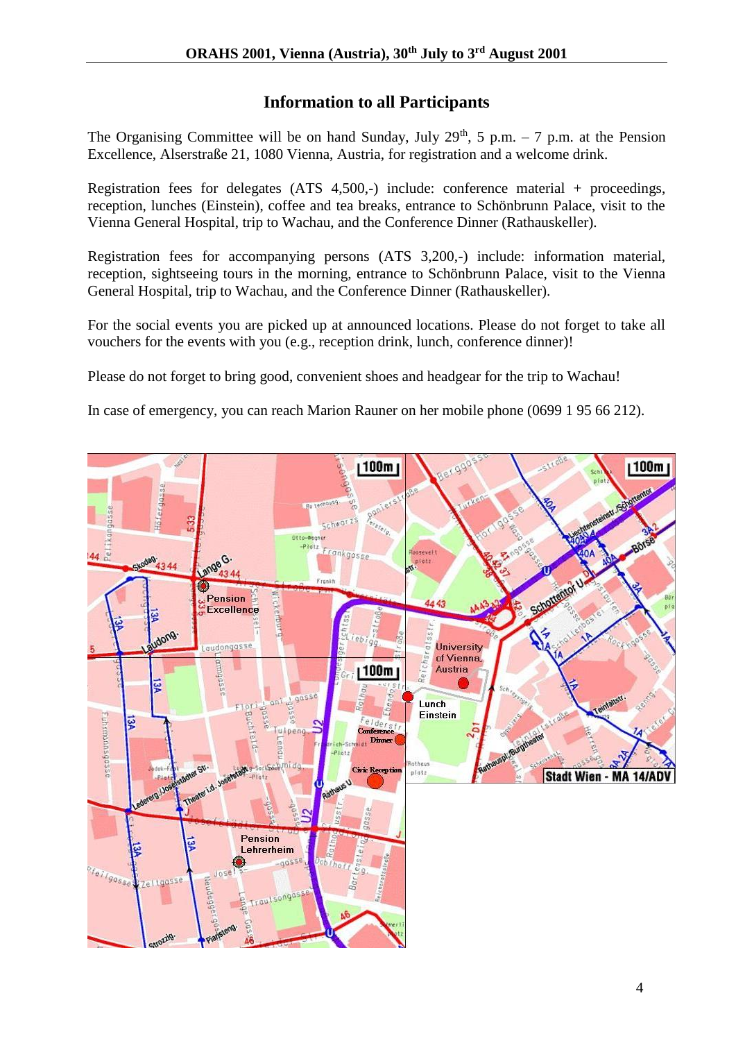## Information to all Participants

The Organising Committee will be on hand Sunday, July 29th, 5 p.m. – 7 p.m. at the Pension Excellence, Alserstraße 21, 1080 Vienna, Austria, for registration and a welcome drink.

Registration fees for delegates (ATS 4,500,-) include: conference material + proceedings, reception, lunches (Einstein), coffee and tea breaks, entrance to Schönbrunn Palace, visit to the Vienna General Hospital, trip to Wachau, and the Conference Dinner (Rathauskeller).

Registration fees for accompanying persons (ATS 3,200,-) include: information material, reception, sightseeing tours in the morning, entrance to Schönbrunn Palace, visit to the Vienna General Hospital, trip to Wachau, and the Conference Dinner (Rathauskeller).

For the social events you are picked up at announced locations. Please do not forget to take all vouchers for the events with you (e.g., reception drink, lunch, conference dinner)!

Please do not forget to bring good, convenient shoes and headgear for the trip to Wachau!

In case of emergency, you can reach Marion Rauner on her mobile phone (0699 1 95 66 212).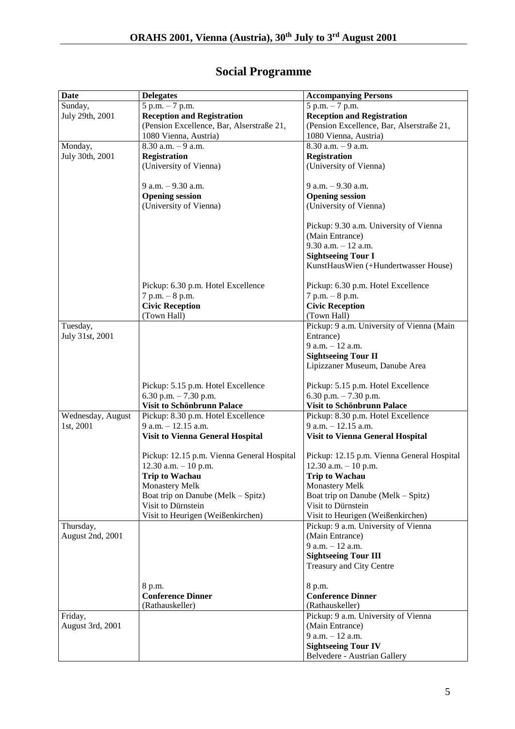# Social Programme

| Date | Delegates | Accompanying Persons |
|---|---|---|
| Sunday, July 29th, 2001 | 5 p.m. – 7 p.m.<br>**Reception and Registration**<br>(Pension Excellence, Bar, Alserstraße 21, 1080 Vienna, Austria) | 5 p.m. – 7 p.m.<br>**Reception and Registration**<br>(Pension Excellence, Bar, Alserstraße 21, 1080 Vienna, Austria) |
| Monday, July 30th, 2001 | 8.30 a.m. – 9 a.m.<br>**Registration**<br>(University of Vienna)<br><br>9 a.m. – 9.30 a.m.<br>**Opening session**<br>(University of Vienna)<br><br>Pickup: 6.30 p.m. Hotel Excellence<br>7 p.m. – 8 p.m.<br>**Civic Reception**<br>(Town Hall) | 8.30 a.m. – 9 a.m.<br>**Registration**<br>(University of Vienna)<br><br>9 a.m. – 9.30 a.m.<br>**Opening session**<br>(University of Vienna)<br><br>Pickup: 9.30 a.m. University of Vienna (Main Entrance)<br>9.30 a.m. – 12 a.m.<br>**Sightseeing Tour I**<br>KunstHausWien (+Hundertwasser House)<br><br>Pickup: 6.30 p.m. Hotel Excellence<br>7 p.m. – 8 p.m.<br>**Civic Reception**<br>(Town Hall) |
| Tuesday, July 31st, 2001 | Pickup: 5.15 p.m. Hotel Excellence<br>6.30 p.m. – 7.30 p.m.<br>**Visit to Schönbrunn Palace** | Pickup: 9 a.m. University of Vienna (Main Entrance)<br>9 a.m. – 12 a.m.<br>**Sightseeing Tour II**<br>Lipizzaner Museum, Danube Area<br><br>Pickup: 5.15 p.m. Hotel Excellence<br>6.30 p.m. – 7.30 p.m.<br>**Visit to Schönbrunn Palace** |
| Wednesday, August 1st, 2001 | Pickup: 8.30 p.m. Hotel Excellence<br>9 a.m. – 12.15 a.m.<br>**Visit to Vienna General Hospital**<br><br>Pickup: 12.15 p.m. Vienna General Hospital<br>12.30 a.m. – 10 p.m.<br>**Trip to Wachau**<br>Monastery Melk<br>Boat trip on Danube (Melk – Spitz)<br>Visit to Dürnstein<br>Visit to Heurigen (Weißenkirchen) | Pickup: 8.30 p.m. Hotel Excellence<br>9 a.m. – 12.15 a.m.<br>**Visit to Vienna General Hospital**<br><br>Pickup: 12.15 p.m. Vienna General Hospital<br>12.30 a.m. – 10 p.m.<br>**Trip to Wachau**<br>Monastery Melk<br>Boat trip on Danube (Melk – Spitz)<br>Visit to Dürnstein<br>Visit to Heurigen (Weißenkirchen) |
| Thursday, August 2nd, 2001 | 8 p.m.<br>**Conference Dinner**<br>(Rathauskeller) | Pickup: 9 a.m. University of Vienna (Main Entrance)<br>9 a.m. – 12 a.m.<br>**Sightseeing Tour III**<br>Treasury and City Centre<br><br>8 p.m.<br>**Conference Dinner**<br>(Rathauskeller) |
| Friday, August 3rd, 2001 | | Pickup: 9 a.m. University of Vienna (Main Entrance)<br>9 a.m. – 12 a.m.<br>**Sightseeing Tour IV**<br>Belvedere - Austrian Gallery |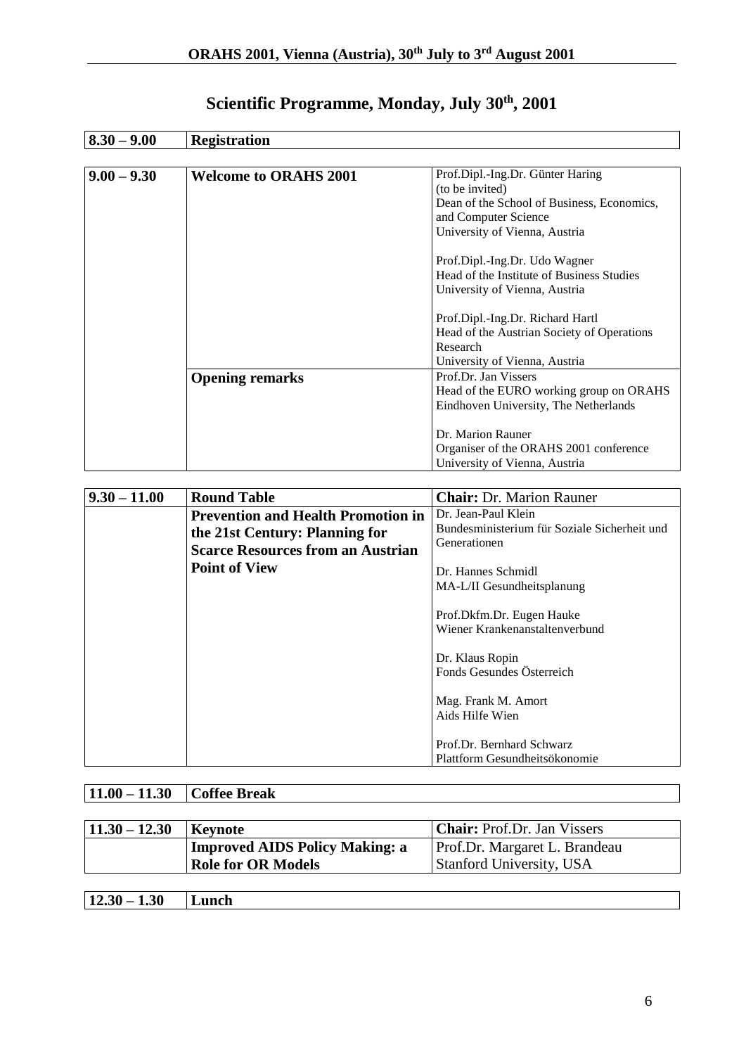## Scientific Programme, Monday, July 30th, 2001

| 8.30 – 9.00 | **Registration** | |
|---|---|---|
| **9.00 – 9.30** | **Welcome to ORAHS 2001** | Prof.Dipl.-Ing.Dr. Günter Haring (to be invited) Dean of the School of Business, Economics, and Computer Science University of Vienna, Austria<br><br>Prof.Dipl.-Ing.Dr. Udo Wagner Head of the Institute of Business Studies University of Vienna, Austria<br><br>Prof.Dipl.-Ing.Dr. Richard Hartl Head of the Austrian Society of Operations Research University of Vienna, Austria |
| | **Opening remarks** | Prof.Dr. Jan Vissers Head of the EURO working group on ORAHS Eindhoven University, The Netherlands<br><br>Dr. Marion Rauner Organiser of the ORAHS 2001 conference University of Vienna, Austria |
| **9.30 – 11.00** | **Round Table** | **Chair:** Dr. Marion Rauner |
| | **Prevention and Health Promotion in the 21st Century: Planning for Scarce Resources from an Austrian Point of View** | Dr. Jean-Paul Klein Bundesministerium für Soziale Sicherheit und Generationen<br><br>Dr. Hannes Schmidl MA-L/II Gesundheitsplanung<br><br>Prof.Dkfm.Dr. Eugen Hauke Wiener Krankenanstaltenverbund<br><br>Dr. Klaus Ropin Fonds Gesundes Österreich<br><br>Mag. Frank M. Amort Aids Hilfe Wien<br><br>Prof.Dr. Bernhard Schwarz Plattform Gesundheitsökonomie |
| **11.00 – 11.30** | **Coffee Break** | |
| **11.30 – 12.30** | **Keynote** | **Chair:** Prof.Dr. Jan Vissers |
| | **Improved AIDS Policy Making: a Role for OR Models** | Prof.Dr. Margaret L. Brandeau Stanford University, USA |
| **12.30 – 1.30** | **Lunch** | |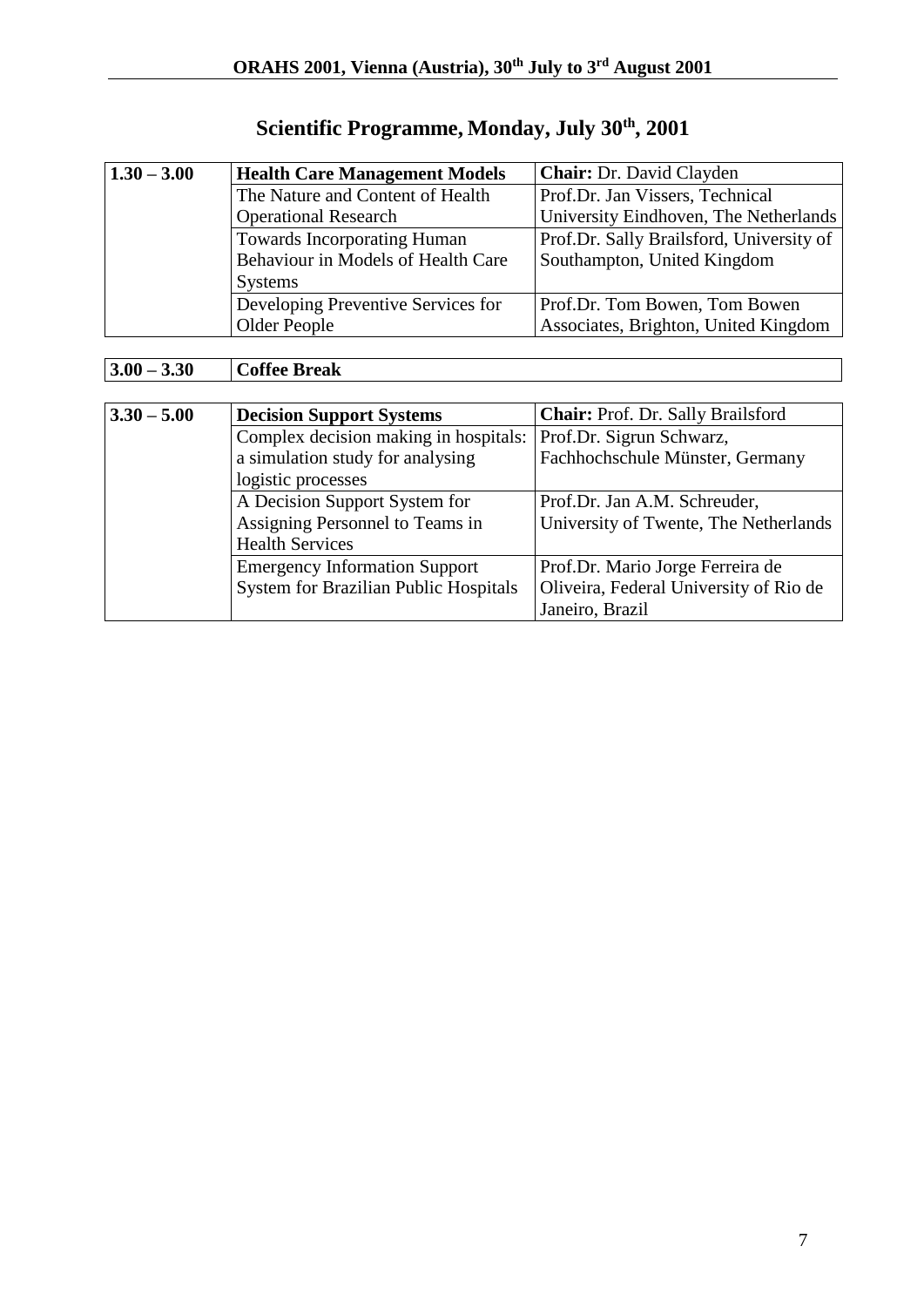# Scientific Programme, Monday, July 30th, 2001

| | | |
|---|---|---|
| **1.30 – 3.00** | **Health Care Management Models** | **Chair:** Dr. David Clayden |
| | The Nature and Content of Health Operational Research | Prof.Dr. Jan Vissers, Technical University Eindhoven, The Netherlands |
| | Towards Incorporating Human Behaviour in Models of Health Care Systems | Prof.Dr. Sally Brailsford, University of Southampton, United Kingdom |
| | Developing Preventive Services for Older People | Prof.Dr. Tom Bowen, Tom Bowen Associates, Brighton, United Kingdom |

| | |
|---|---|
| **3.00 – 3.30** | **Coffee Break** |

| | | |
|---|---|---|
| **3.30 – 5.00** | **Decision Support Systems** | **Chair:** Prof. Dr. Sally Brailsford |
| | Complex decision making in hospitals: a simulation study for analysing logistic processes | Prof.Dr. Sigrun Schwarz, Fachhochschule Münster, Germany |
| | A Decision Support System for Assigning Personnel to Teams in Health Services | Prof.Dr. Jan A.M. Schreuder, University of Twente, The Netherlands |
| | Emergency Information Support System for Brazilian Public Hospitals | Prof.Dr. Mario Jorge Ferreira de Oliveira, Federal University of Rio de Janeiro, Brazil |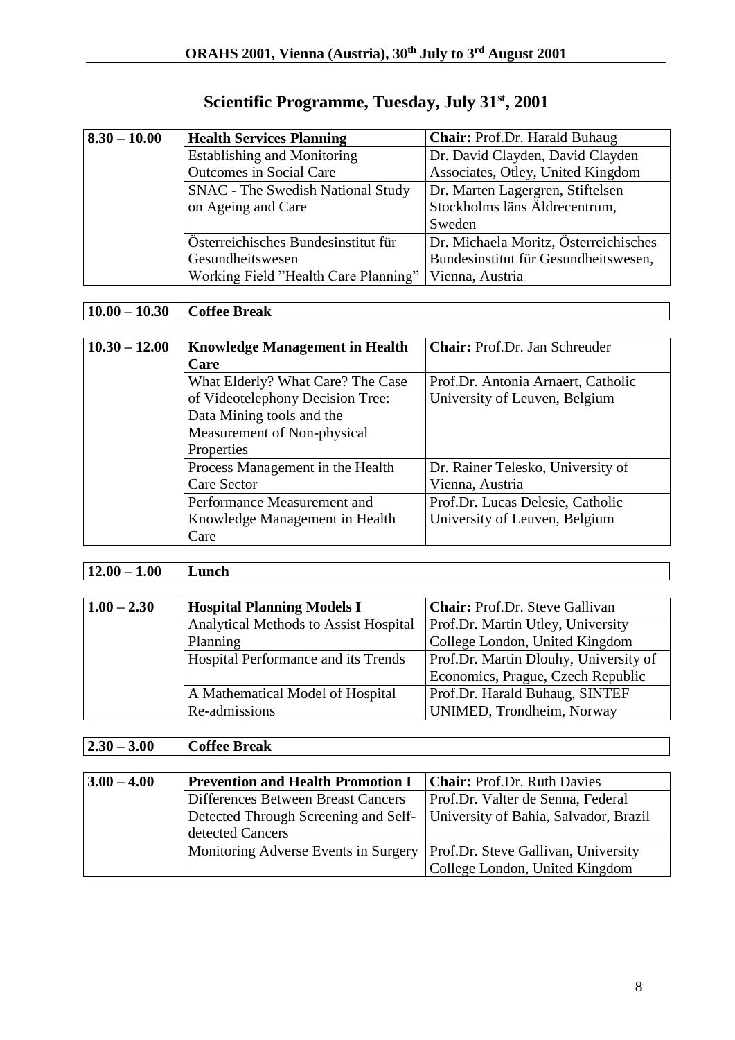## Scientific Programme, Tuesday, July 31st, 2001

| 8.30 – 10.00 | **Health Services Planning** | **Chair:** Prof.Dr. Harald Buhaug |
|---|---|---|
| | Establishing and Monitoring Outcomes in Social Care | Dr. David Clayden, David Clayden Associates, Otley, United Kingdom |
| | SNAC - The Swedish National Study on Ageing and Care | Dr. Marten Lagergren, Stiftelsen Stockholms läns Äldrecentrum, Sweden |
| | Österreichisches Bundesinstitut für Gesundheitswesen Working Field "Health Care Planning" | Dr. Michaela Moritz, Österreichisches Bundesinstitut für Gesundheitswesen, Vienna, Austria |

| 10.00 – 10.30 | **Coffee Break** |
|---|---|

| 10.30 – 12.00 | **Knowledge Management in Health Care** | **Chair:** Prof.Dr. Jan Schreuder |
|---|---|---|
| | What Elderly? What Care? The Case of Videotelephony Decision Tree: Data Mining tools and the Measurement of Non-physical Properties | Prof.Dr. Antonia Arnaert, Catholic University of Leuven, Belgium |
| | Process Management in the Health Care Sector | Dr. Rainer Telesko, University of Vienna, Austria |
| | Performance Measurement and Knowledge Management in Health Care | Prof.Dr. Lucas Delesie, Catholic University of Leuven, Belgium |

| 12.00 – 1.00 | **Lunch** |
|---|---|

| 1.00 – 2.30 | **Hospital Planning Models I** | **Chair:** Prof.Dr. Steve Gallivan |
|---|---|---|
| | Analytical Methods to Assist Hospital Planning | Prof.Dr. Martin Utley, University College London, United Kingdom |
| | Hospital Performance and its Trends | Prof.Dr. Martin Dlouhy, University of Economics, Prague, Czech Republic |
| | A Mathematical Model of Hospital Re-admissions | Prof.Dr. Harald Buhaug, SINTEF UNIMED, Trondheim, Norway |

| 2.30 – 3.00 | **Coffee Break** |
|---|---|

| 3.00 – 4.00 | **Prevention and Health Promotion I** | **Chair:** Prof.Dr. Ruth Davies |
|---|---|---|
| | Differences Between Breast Cancers Detected Through Screening and Self-detected Cancers | Prof.Dr. Valter de Senna, Federal University of Bahia, Salvador, Brazil |
| | Monitoring Adverse Events in Surgery | Prof.Dr. Steve Gallivan, University College London, United Kingdom |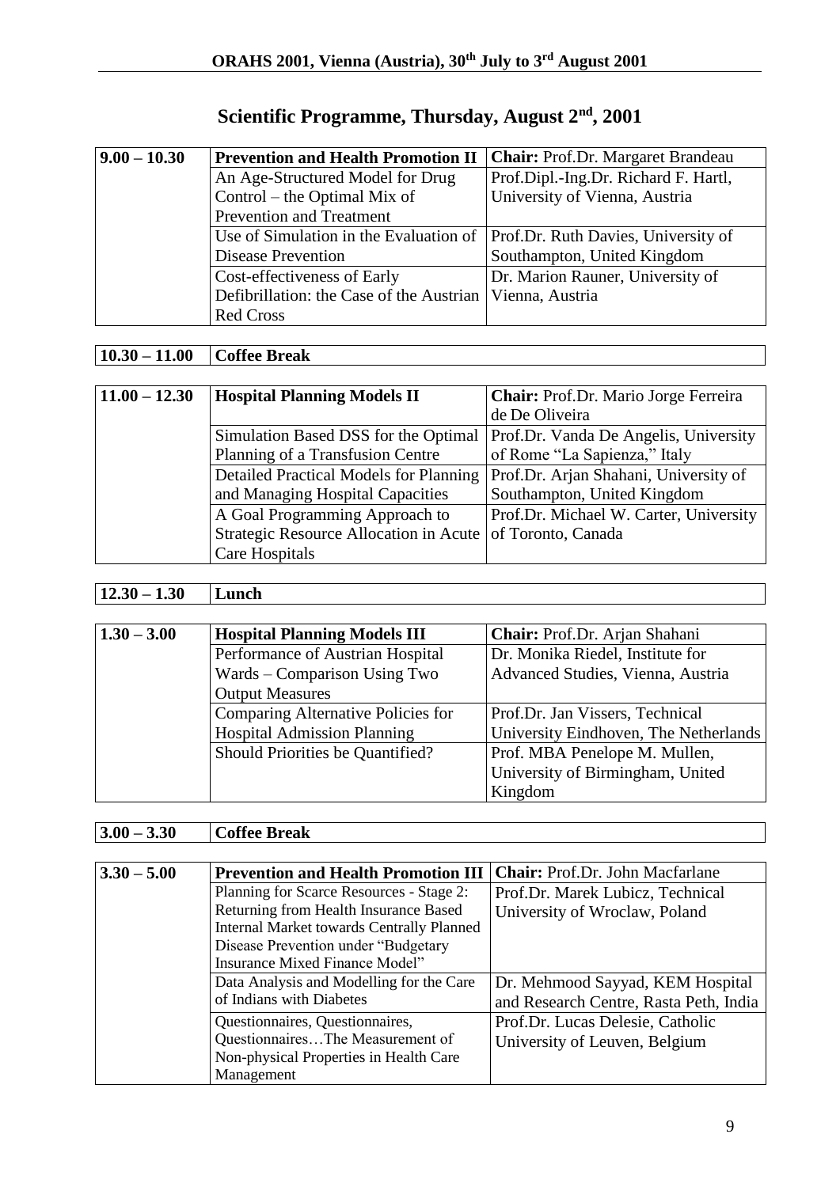## Scientific Programme, Thursday, August 2nd, 2001

| 9.00 – 10.30 | **Prevention and Health Promotion II** | **Chair:** Prof.Dr. Margaret Brandeau |
|---|---|---|
| | An Age-Structured Model for Drug Control – the Optimal Mix of Prevention and Treatment | Prof.Dipl.-Ing.Dr. Richard F. Hartl, University of Vienna, Austria |
| | Use of Simulation in the Evaluation of Disease Prevention | Prof.Dr. Ruth Davies, University of Southampton, United Kingdom |
| | Cost-effectiveness of Early Defibrillation: the Case of the Austrian Red Cross | Dr. Marion Rauner, University of Vienna, Austria |

| 10.30 – 11.00 | **Coffee Break** |
|---|---|

| 11.00 – 12.30 | **Hospital Planning Models II** | **Chair:** Prof.Dr. Mario Jorge Ferreira de De Oliveira |
|---|---|---|
| | Simulation Based DSS for the Optimal Planning of a Transfusion Centre | Prof.Dr. Vanda De Angelis, University of Rome "La Sapienza," Italy |
| | Detailed Practical Models for Planning and Managing Hospital Capacities | Prof.Dr. Arjan Shahani, University of Southampton, United Kingdom |
| | A Goal Programming Approach to Strategic Resource Allocation in Acute Care Hospitals | Prof.Dr. Michael W. Carter, University of Toronto, Canada |

| 12.30 – 1.30 | **Lunch** |
|---|---|

| 1.30 – 3.00 | **Hospital Planning Models III** | **Chair:** Prof.Dr. Arjan Shahani |
|---|---|---|
| | Performance of Austrian Hospital Wards – Comparison Using Two Output Measures | Dr. Monika Riedel, Institute for Advanced Studies, Vienna, Austria |
| | Comparing Alternative Policies for Hospital Admission Planning | Prof.Dr. Jan Vissers, Technical University Eindhoven, The Netherlands |
| | Should Priorities be Quantified? | Prof. MBA Penelope M. Mullen, University of Birmingham, United Kingdom |

| 3.00 – 3.30 | **Coffee Break** |
|---|---|

| 3.30 – 5.00 | **Prevention and Health Promotion III** | **Chair:** Prof.Dr. John Macfarlane |
|---|---|---|
| | Planning for Scarce Resources - Stage 2: Returning from Health Insurance Based Internal Market towards Centrally Planned Disease Prevention under "Budgetary Insurance Mixed Finance Model" | Prof.Dr. Marek Lubicz, Technical University of Wroclaw, Poland |
| | Data Analysis and Modelling for the Care of Indians with Diabetes | Dr. Mehmood Sayyad, KEM Hospital and Research Centre, Rasta Peth, India |
| | Questionnaires, Questionnaires, Questionnaires…The Measurement of Non-physical Properties in Health Care Management | Prof.Dr. Lucas Delesie, Catholic University of Leuven, Belgium |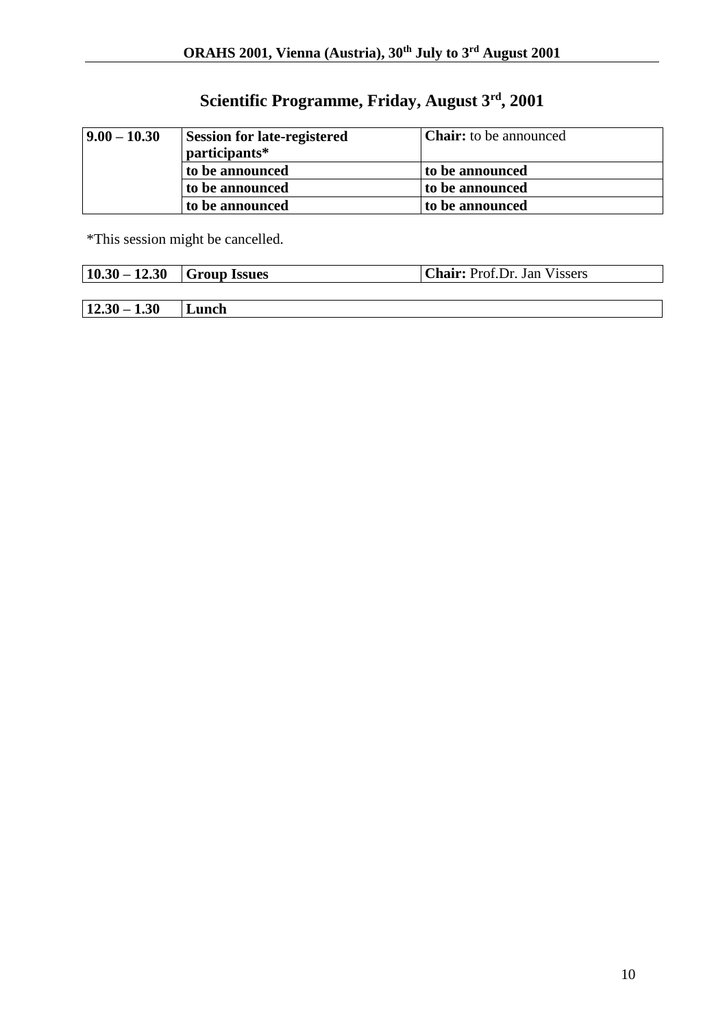## Scientific Programme, Friday, August 3rd, 2001

| | | |
|---|---|---|
| **9.00 – 10.30** | **Session for late-registered participants*** | **Chair:** to be announced |
| | **to be announced** | **to be announced** |
| | **to be announced** | **to be announced** |
| | **to be announced** | **to be announced** |

*This session might be cancelled.

| | | |
|---|---|---|
| **10.30 – 12.30** | **Group Issues** | **Chair:** Prof.Dr. Jan Vissers |

| | |
|---|---|
| **12.30 – 1.30** | **Lunch** |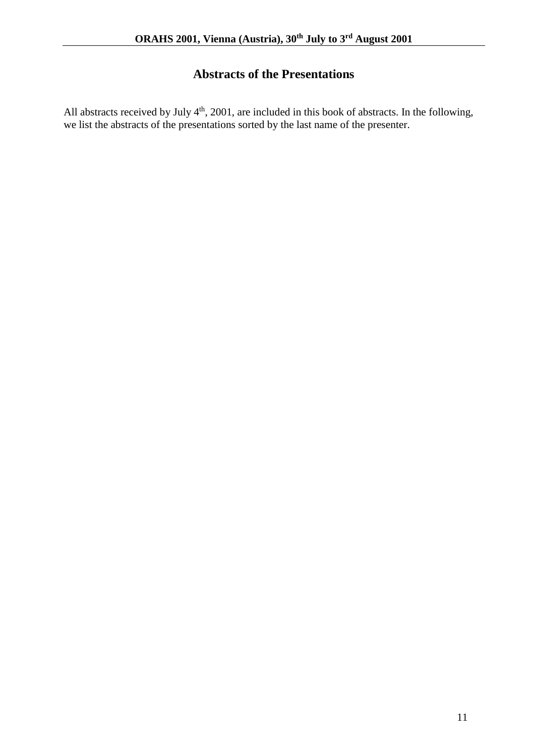# Abstracts of the Presentations

All abstracts received by July 4th, 2001, are included in this book of abstracts. In the following, we list the abstracts of the presentations sorted by the last name of the presenter.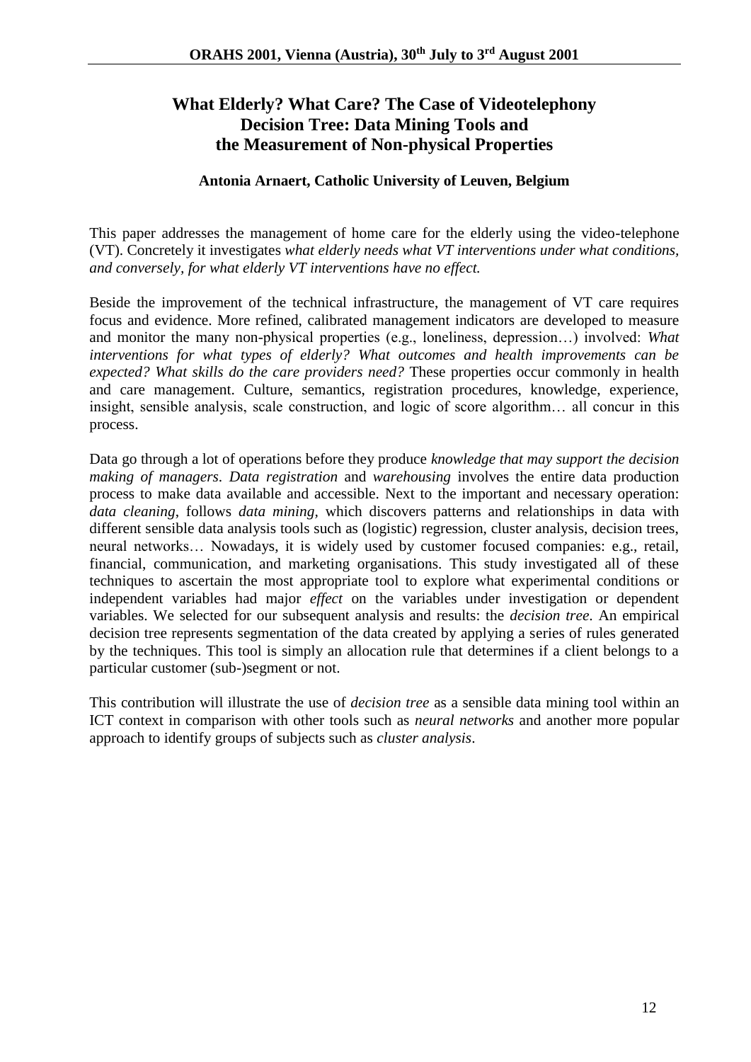# What Elderly? What Care? The Case of Videotelephony Decision Tree: Data Mining Tools and the Measurement of Non-physical Properties

**Antonia Arnaert, Catholic University of Leuven, Belgium**

This paper addresses the management of home care for the elderly using the video-telephone (VT). Concretely it investigates *what elderly needs what VT interventions under what conditions, and conversely, for what elderly VT interventions have no effect.*

Beside the improvement of the technical infrastructure, the management of VT care requires focus and evidence. More refined, calibrated management indicators are developed to measure and monitor the many non-physical properties (e.g., loneliness, depression…) involved: *What interventions for what types of elderly? What outcomes and health improvements can be expected? What skills do the care providers need?* These properties occur commonly in health and care management. Culture, semantics, registration procedures, knowledge, experience, insight, sensible analysis, scale construction, and logic of score algorithm… all concur in this process.

Data go through a lot of operations before they produce *knowledge that may support the decision making of managers*. *Data registration* and *warehousing* involves the entire data production process to make data available and accessible. Next to the important and necessary operation: *data cleaning*, follows *data mining*, which discovers patterns and relationships in data with different sensible data analysis tools such as (logistic) regression, cluster analysis, decision trees, neural networks… Nowadays, it is widely used by customer focused companies: e.g., retail, financial, communication, and marketing organisations. This study investigated all of these techniques to ascertain the most appropriate tool to explore what experimental conditions or independent variables had major *effect* on the variables under investigation or dependent variables. We selected for our subsequent analysis and results: the *decision tree*. An empirical decision tree represents segmentation of the data created by applying a series of rules generated by the techniques. This tool is simply an allocation rule that determines if a client belongs to a particular customer (sub-)segment or not.

This contribution will illustrate the use of *decision tree* as a sensible data mining tool within an ICT context in comparison with other tools such as *neural networks* and another more popular approach to identify groups of subjects such as *cluster analysis*.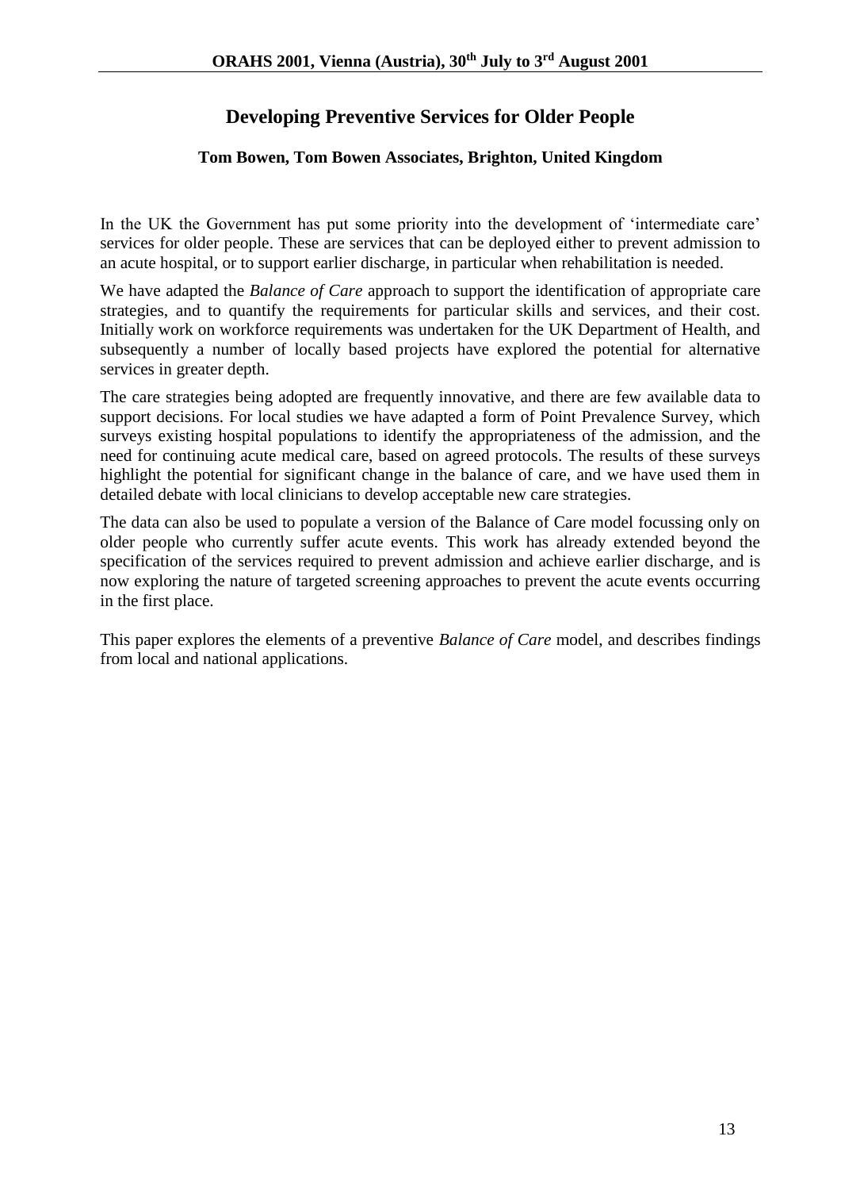# Developing Preventive Services for Older People

**Tom Bowen, Tom Bowen Associates, Brighton, United Kingdom**

In the UK the Government has put some priority into the development of 'intermediate care' services for older people. These are services that can be deployed either to prevent admission to an acute hospital, or to support earlier discharge, in particular when rehabilitation is needed.

We have adapted the *Balance of Care* approach to support the identification of appropriate care strategies, and to quantify the requirements for particular skills and services, and their cost. Initially work on workforce requirements was undertaken for the UK Department of Health, and subsequently a number of locally based projects have explored the potential for alternative services in greater depth.

The care strategies being adopted are frequently innovative, and there are few available data to support decisions. For local studies we have adapted a form of Point Prevalence Survey, which surveys existing hospital populations to identify the appropriateness of the admission, and the need for continuing acute medical care, based on agreed protocols. The results of these surveys highlight the potential for significant change in the balance of care, and we have used them in detailed debate with local clinicians to develop acceptable new care strategies.

The data can also be used to populate a version of the Balance of Care model focussing only on older people who currently suffer acute events. This work has already extended beyond the specification of the services required to prevent admission and achieve earlier discharge, and is now exploring the nature of targeted screening approaches to prevent the acute events occurring in the first place.

This paper explores the elements of a preventive *Balance of Care* model, and describes findings from local and national applications.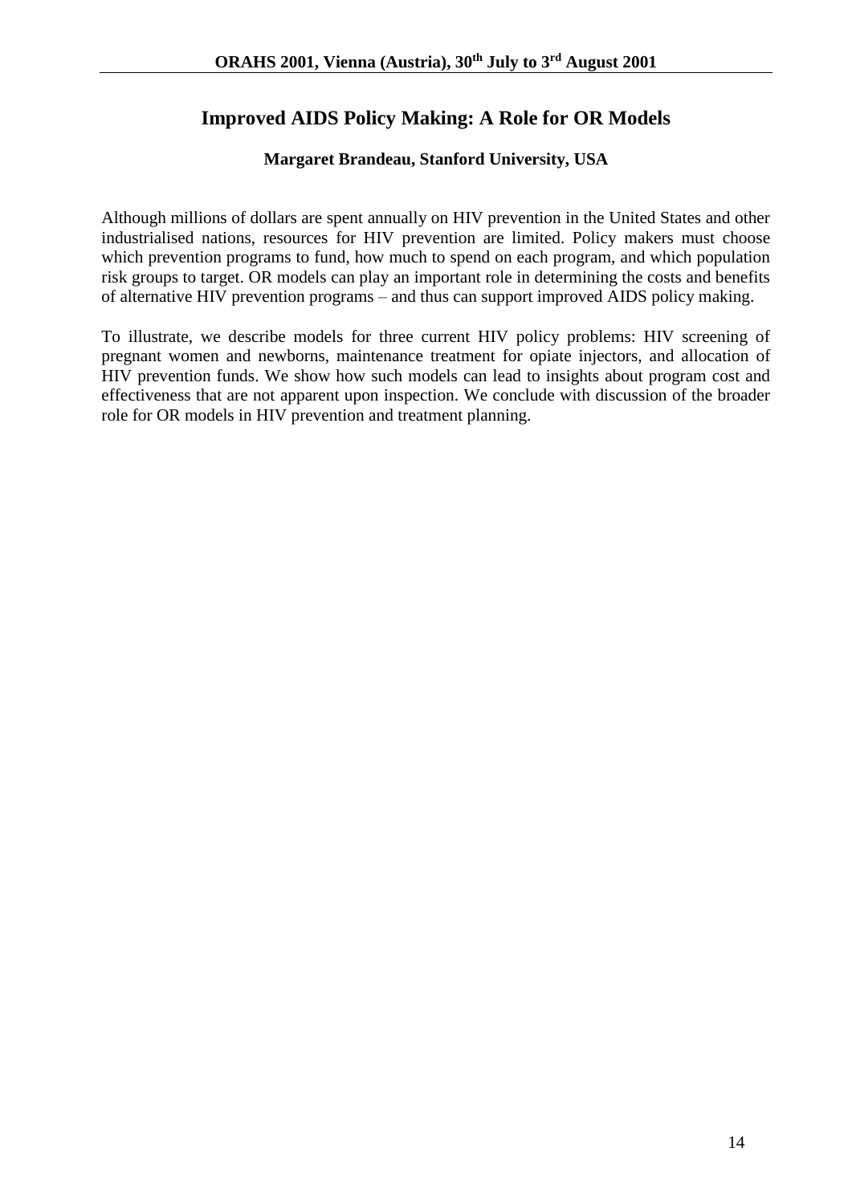# Improved AIDS Policy Making: A Role for OR Models

**Margaret Brandeau, Stanford University, USA**

Although millions of dollars are spent annually on HIV prevention in the United States and other industrialised nations, resources for HIV prevention are limited. Policy makers must choose which prevention programs to fund, how much to spend on each program, and which population risk groups to target. OR models can play an important role in determining the costs and benefits of alternative HIV prevention programs – and thus can support improved AIDS policy making.

To illustrate, we describe models for three current HIV policy problems: HIV screening of pregnant women and newborns, maintenance treatment for opiate injectors, and allocation of HIV prevention funds. We show how such models can lead to insights about program cost and effectiveness that are not apparent upon inspection. We conclude with discussion of the broader role for OR models in HIV prevention and treatment planning.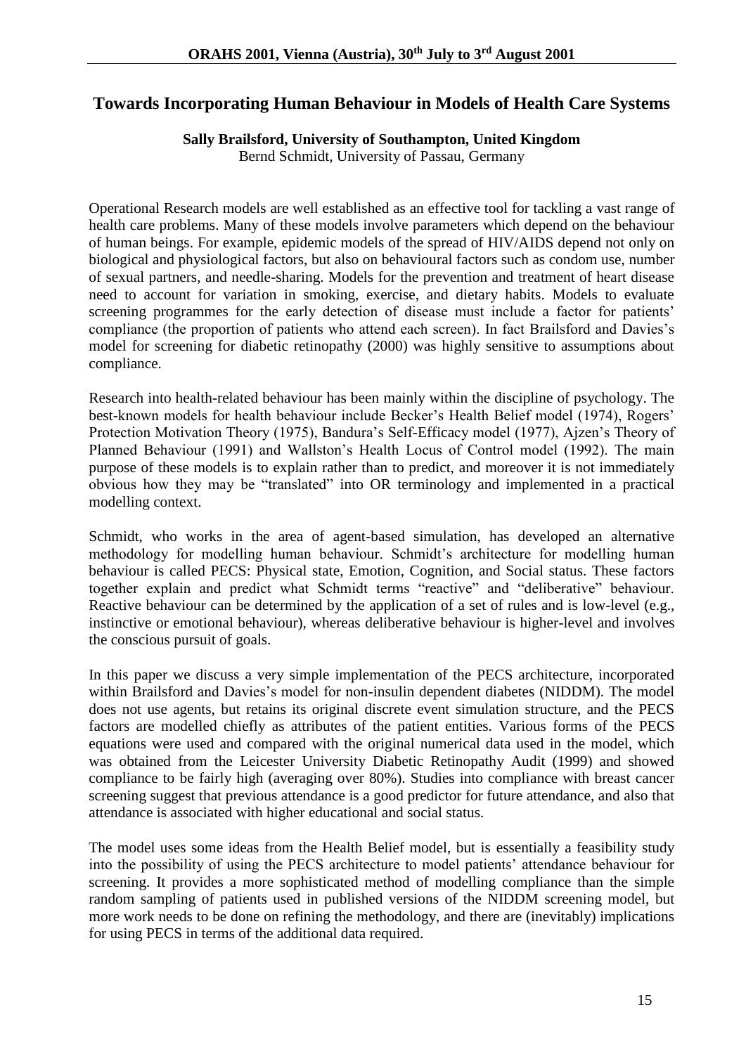## Towards Incorporating Human Behaviour in Models of Health Care Systems

**Sally Brailsford, University of Southampton, United Kingdom**
Bernd Schmidt, University of Passau, Germany

Operational Research models are well established as an effective tool for tackling a vast range of health care problems. Many of these models involve parameters which depend on the behaviour of human beings. For example, epidemic models of the spread of HIV/AIDS depend not only on biological and physiological factors, but also on behavioural factors such as condom use, number of sexual partners, and needle-sharing. Models for the prevention and treatment of heart disease need to account for variation in smoking, exercise, and dietary habits. Models to evaluate screening programmes for the early detection of disease must include a factor for patients' compliance (the proportion of patients who attend each screen). In fact Brailsford and Davies's model for screening for diabetic retinopathy (2000) was highly sensitive to assumptions about compliance.

Research into health-related behaviour has been mainly within the discipline of psychology. The best-known models for health behaviour include Becker's Health Belief model (1974), Rogers' Protection Motivation Theory (1975), Bandura's Self-Efficacy model (1977), Ajzen's Theory of Planned Behaviour (1991) and Wallston's Health Locus of Control model (1992). The main purpose of these models is to explain rather than to predict, and moreover it is not immediately obvious how they may be "translated" into OR terminology and implemented in a practical modelling context.

Schmidt, who works in the area of agent-based simulation, has developed an alternative methodology for modelling human behaviour. Schmidt's architecture for modelling human behaviour is called PECS: Physical state, Emotion, Cognition, and Social status. These factors together explain and predict what Schmidt terms "reactive" and "deliberative" behaviour. Reactive behaviour can be determined by the application of a set of rules and is low-level (e.g., instinctive or emotional behaviour), whereas deliberative behaviour is higher-level and involves the conscious pursuit of goals.

In this paper we discuss a very simple implementation of the PECS architecture, incorporated within Brailsford and Davies's model for non-insulin dependent diabetes (NIDDM). The model does not use agents, but retains its original discrete event simulation structure, and the PECS factors are modelled chiefly as attributes of the patient entities. Various forms of the PECS equations were used and compared with the original numerical data used in the model, which was obtained from the Leicester University Diabetic Retinopathy Audit (1999) and showed compliance to be fairly high (averaging over 80%). Studies into compliance with breast cancer screening suggest that previous attendance is a good predictor for future attendance, and also that attendance is associated with higher educational and social status.

The model uses some ideas from the Health Belief model, but is essentially a feasibility study into the possibility of using the PECS architecture to model patients' attendance behaviour for screening. It provides a more sophisticated method of modelling compliance than the simple random sampling of patients used in published versions of the NIDDM screening model, but more work needs to be done on refining the methodology, and there are (inevitably) implications for using PECS in terms of the additional data required.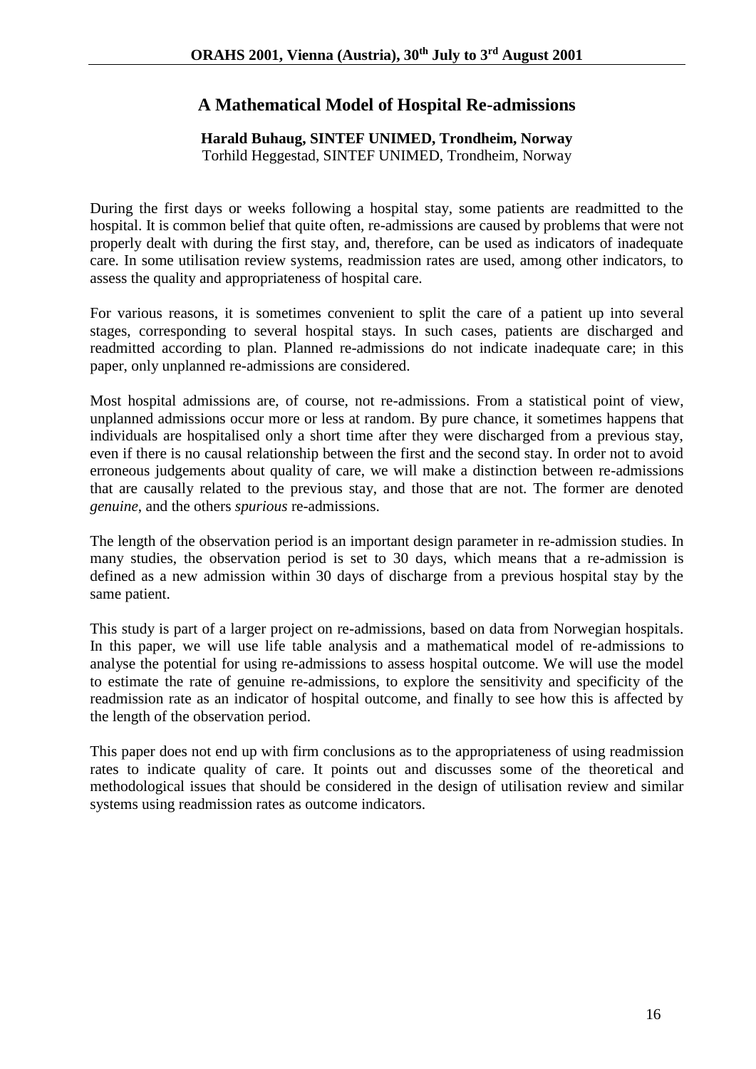## A Mathematical Model of Hospital Re-admissions

**Harald Buhaug, SINTEF UNIMED, Trondheim, Norway**
Torhild Heggestad, SINTEF UNIMED, Trondheim, Norway

During the first days or weeks following a hospital stay, some patients are readmitted to the hospital. It is common belief that quite often, re-admissions are caused by problems that were not properly dealt with during the first stay, and, therefore, can be used as indicators of inadequate care. In some utilisation review systems, readmission rates are used, among other indicators, to assess the quality and appropriateness of hospital care.

For various reasons, it is sometimes convenient to split the care of a patient up into several stages, corresponding to several hospital stays. In such cases, patients are discharged and readmitted according to plan. Planned re-admissions do not indicate inadequate care; in this paper, only unplanned re-admissions are considered.

Most hospital admissions are, of course, not re-admissions. From a statistical point of view, unplanned admissions occur more or less at random. By pure chance, it sometimes happens that individuals are hospitalised only a short time after they were discharged from a previous stay, even if there is no causal relationship between the first and the second stay. In order not to avoid erroneous judgements about quality of care, we will make a distinction between re-admissions that are causally related to the previous stay, and those that are not. The former are denoted *genuine*, and the others *spurious* re-admissions.

The length of the observation period is an important design parameter in re-admission studies. In many studies, the observation period is set to 30 days, which means that a re-admission is defined as a new admission within 30 days of discharge from a previous hospital stay by the same patient.

This study is part of a larger project on re-admissions, based on data from Norwegian hospitals. In this paper, we will use life table analysis and a mathematical model of re-admissions to analyse the potential for using re-admissions to assess hospital outcome. We will use the model to estimate the rate of genuine re-admissions, to explore the sensitivity and specificity of the readmission rate as an indicator of hospital outcome, and finally to see how this is affected by the length of the observation period.

This paper does not end up with firm conclusions as to the appropriateness of using readmission rates to indicate quality of care. It points out and discusses some of the theoretical and methodological issues that should be considered in the design of utilisation review and similar systems using readmission rates as outcome indicators.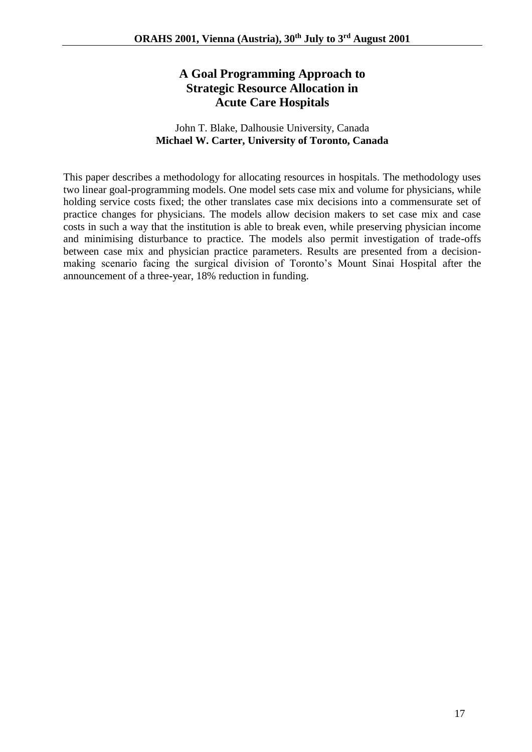# A Goal Programming Approach to Strategic Resource Allocation in Acute Care Hospitals

John T. Blake, Dalhousie University, Canada
**Michael W. Carter, University of Toronto, Canada**

This paper describes a methodology for allocating resources in hospitals. The methodology uses two linear goal-programming models. One model sets case mix and volume for physicians, while holding service costs fixed; the other translates case mix decisions into a commensurate set of practice changes for physicians. The models allow decision makers to set case mix and case costs in such a way that the institution is able to break even, while preserving physician income and minimising disturbance to practice. The models also permit investigation of trade-offs between case mix and physician practice parameters. Results are presented from a decision-making scenario facing the surgical division of Toronto's Mount Sinai Hospital after the announcement of a three-year, 18% reduction in funding.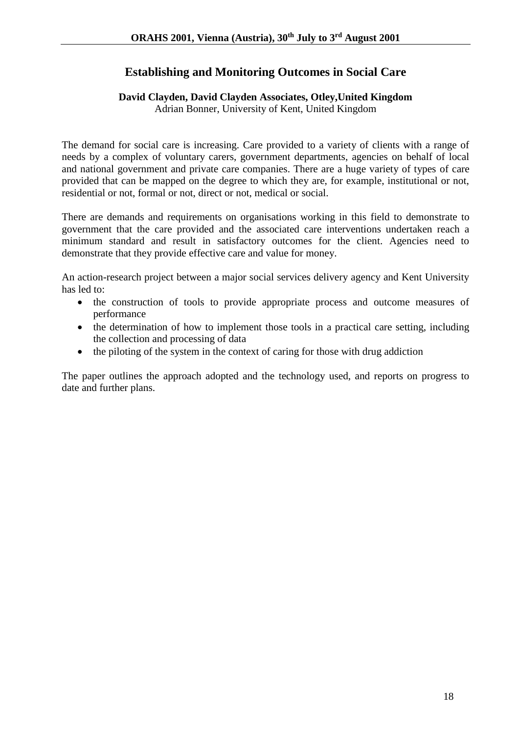# Establishing and Monitoring Outcomes in Social Care

**David Clayden, David Clayden Associates, Otley,United Kingdom**
Adrian Bonner, University of Kent, United Kingdom

The demand for social care is increasing. Care provided to a variety of clients with a range of needs by a complex of voluntary carers, government departments, agencies on behalf of local and national government and private care companies. There are a huge variety of types of care provided that can be mapped on the degree to which they are, for example, institutional or not, residential or not, formal or not, direct or not, medical or social.

There are demands and requirements on organisations working in this field to demonstrate to government that the care provided and the associated care interventions undertaken reach a minimum standard and result in satisfactory outcomes for the client. Agencies need to demonstrate that they provide effective care and value for money.

An action-research project between a major social services delivery agency and Kent University has led to:

- the construction of tools to provide appropriate process and outcome measures of performance
- the determination of how to implement those tools in a practical care setting, including the collection and processing of data
- the piloting of the system in the context of caring for those with drug addiction

The paper outlines the approach adopted and the technology used, and reports on progress to date and further plans.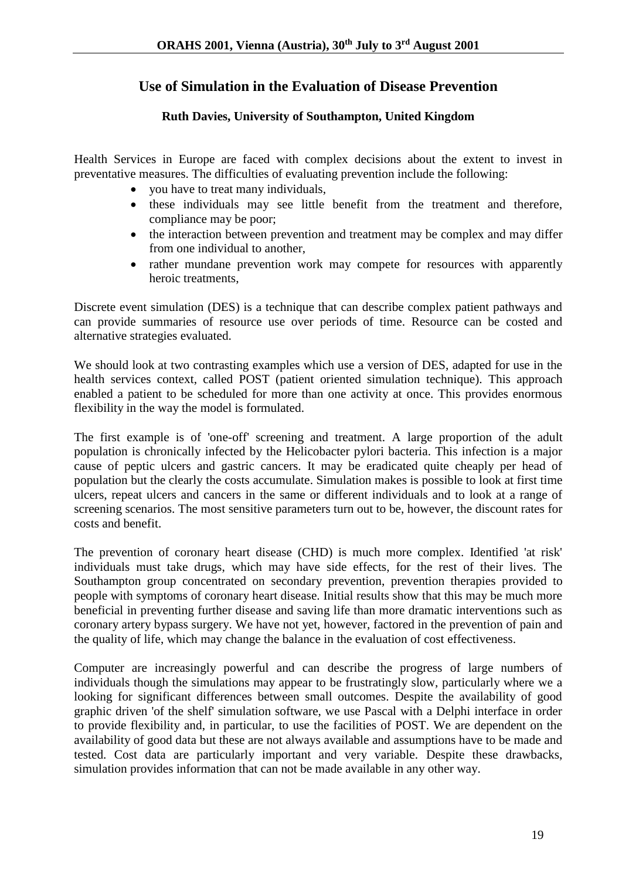# Use of Simulation in the Evaluation of Disease Prevention

**Ruth Davies, University of Southampton, United Kingdom**

Health Services in Europe are faced with complex decisions about the extent to invest in preventative measures. The difficulties of evaluating prevention include the following:

- you have to treat many individuals,
- these individuals may see little benefit from the treatment and therefore, compliance may be poor;
- the interaction between prevention and treatment may be complex and may differ from one individual to another,
- rather mundane prevention work may compete for resources with apparently heroic treatments,

Discrete event simulation (DES) is a technique that can describe complex patient pathways and can provide summaries of resource use over periods of time. Resource can be costed and alternative strategies evaluated.

We should look at two contrasting examples which use a version of DES, adapted for use in the health services context, called POST (patient oriented simulation technique). This approach enabled a patient to be scheduled for more than one activity at once. This provides enormous flexibility in the way the model is formulated.

The first example is of 'one-off' screening and treatment. A large proportion of the adult population is chronically infected by the Helicobacter pylori bacteria. This infection is a major cause of peptic ulcers and gastric cancers. It may be eradicated quite cheaply per head of population but the clearly the costs accumulate. Simulation makes is possible to look at first time ulcers, repeat ulcers and cancers in the same or different individuals and to look at a range of screening scenarios. The most sensitive parameters turn out to be, however, the discount rates for costs and benefit.

The prevention of coronary heart disease (CHD) is much more complex. Identified 'at risk' individuals must take drugs, which may have side effects, for the rest of their lives. The Southampton group concentrated on secondary prevention, prevention therapies provided to people with symptoms of coronary heart disease. Initial results show that this may be much more beneficial in preventing further disease and saving life than more dramatic interventions such as coronary artery bypass surgery. We have not yet, however, factored in the prevention of pain and the quality of life, which may change the balance in the evaluation of cost effectiveness.

Computer are increasingly powerful and can describe the progress of large numbers of individuals though the simulations may appear to be frustratingly slow, particularly where we a looking for significant differences between small outcomes. Despite the availability of good graphic driven 'of the shelf' simulation software, we use Pascal with a Delphi interface in order to provide flexibility and, in particular, to use the facilities of POST. We are dependent on the availability of good data but these are not always available and assumptions have to be made and tested. Cost data are particularly important and very variable. Despite these drawbacks, simulation provides information that can not be made available in any other way.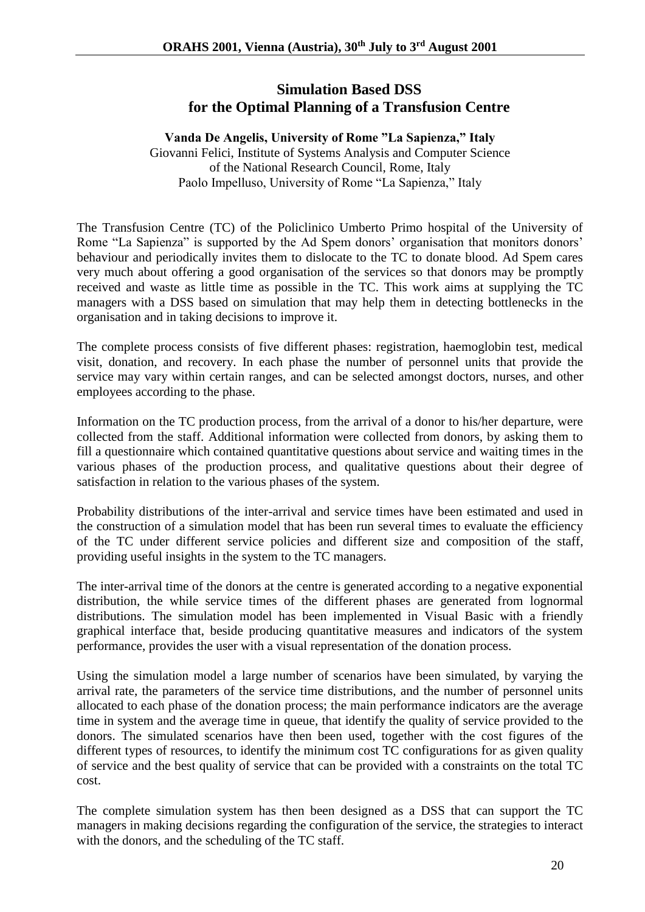# Simulation Based DSS for the Optimal Planning of a Transfusion Centre

**Vanda De Angelis, University of Rome "La Sapienza," Italy**
Giovanni Felici, Institute of Systems Analysis and Computer Science of the National Research Council, Rome, Italy
Paolo Impelluso, University of Rome "La Sapienza," Italy

The Transfusion Centre (TC) of the Policlinico Umberto Primo hospital of the University of Rome "La Sapienza" is supported by the Ad Spem donors' organisation that monitors donors' behaviour and periodically invites them to dislocate to the TC to donate blood. Ad Spem cares very much about offering a good organisation of the services so that donors may be promptly received and waste as little time as possible in the TC. This work aims at supplying the TC managers with a DSS based on simulation that may help them in detecting bottlenecks in the organisation and in taking decisions to improve it.

The complete process consists of five different phases: registration, haemoglobin test, medical visit, donation, and recovery. In each phase the number of personnel units that provide the service may vary within certain ranges, and can be selected amongst doctors, nurses, and other employees according to the phase.

Information on the TC production process, from the arrival of a donor to his/her departure, were collected from the staff. Additional information were collected from donors, by asking them to fill a questionnaire which contained quantitative questions about service and waiting times in the various phases of the production process, and qualitative questions about their degree of satisfaction in relation to the various phases of the system.

Probability distributions of the inter-arrival and service times have been estimated and used in the construction of a simulation model that has been run several times to evaluate the efficiency of the TC under different service policies and different size and composition of the staff, providing useful insights in the system to the TC managers.

The inter-arrival time of the donors at the centre is generated according to a negative exponential distribution, the while service times of the different phases are generated from lognormal distributions. The simulation model has been implemented in Visual Basic with a friendly graphical interface that, beside producing quantitative measures and indicators of the system performance, provides the user with a visual representation of the donation process.

Using the simulation model a large number of scenarios have been simulated, by varying the arrival rate, the parameters of the service time distributions, and the number of personnel units allocated to each phase of the donation process; the main performance indicators are the average time in system and the average time in queue, that identify the quality of service provided to the donors. The simulated scenarios have then been used, together with the cost figures of the different types of resources, to identify the minimum cost TC configurations for as given quality of service and the best quality of service that can be provided with a constraints on the total TC cost.

The complete simulation system has then been designed as a DSS that can support the TC managers in making decisions regarding the configuration of the service, the strategies to interact with the donors, and the scheduling of the TC staff.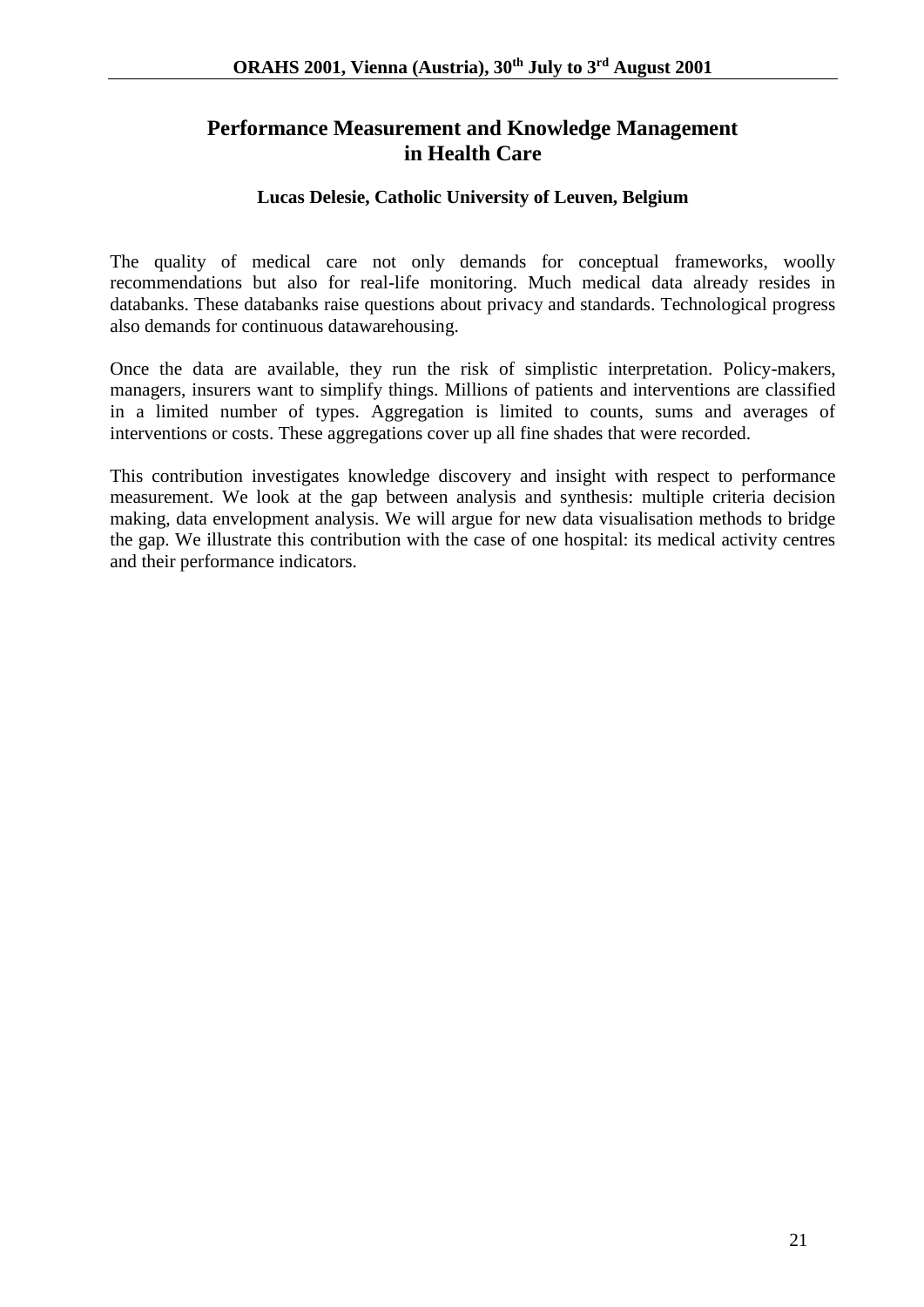# Performance Measurement and Knowledge Management in Health Care

**Lucas Delesie, Catholic University of Leuven, Belgium**

The quality of medical care not only demands for conceptual frameworks, woolly recommendations but also for real-life monitoring. Much medical data already resides in databanks. These databanks raise questions about privacy and standards. Technological progress also demands for continuous datawarehousing.

Once the data are available, they run the risk of simplistic interpretation. Policy-makers, managers, insurers want to simplify things. Millions of patients and interventions are classified in a limited number of types. Aggregation is limited to counts, sums and averages of interventions or costs. These aggregations cover up all fine shades that were recorded.

This contribution investigates knowledge discovery and insight with respect to performance measurement. We look at the gap between analysis and synthesis: multiple criteria decision making, data envelopment analysis. We will argue for new data visualisation methods to bridge the gap. We illustrate this contribution with the case of one hospital: its medical activity centres and their performance indicators.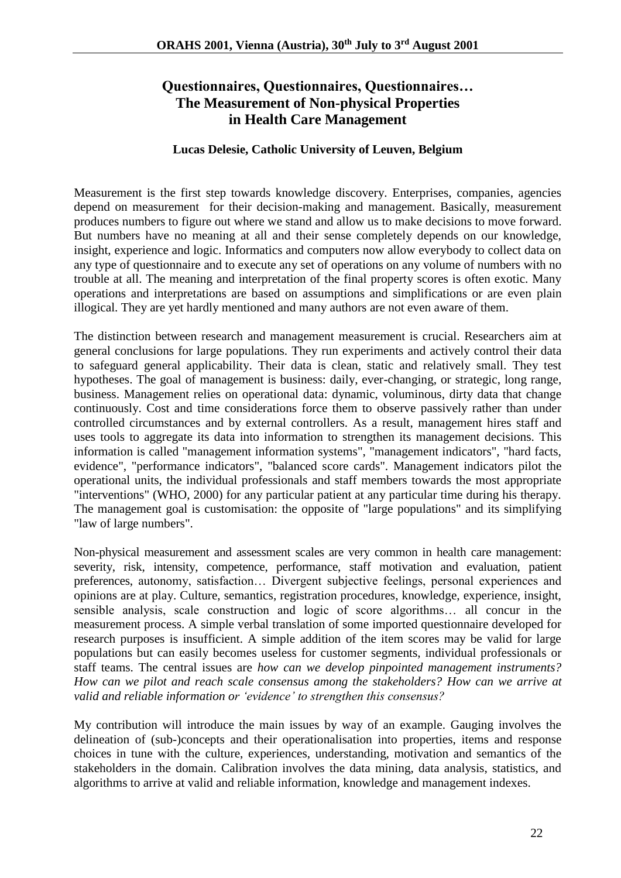# Questionnaires, Questionnaires, Questionnaires… The Measurement of Non-physical Properties in Health Care Management

**Lucas Delesie, Catholic University of Leuven, Belgium**

Measurement is the first step towards knowledge discovery. Enterprises, companies, agencies depend on measurement for their decision-making and management. Basically, measurement produces numbers to figure out where we stand and allow us to make decisions to move forward. But numbers have no meaning at all and their sense completely depends on our knowledge, insight, experience and logic. Informatics and computers now allow everybody to collect data on any type of questionnaire and to execute any set of operations on any volume of numbers with no trouble at all. The meaning and interpretation of the final property scores is often exotic. Many operations and interpretations are based on assumptions and simplifications or are even plain illogical. They are yet hardly mentioned and many authors are not even aware of them.

The distinction between research and management measurement is crucial. Researchers aim at general conclusions for large populations. They run experiments and actively control their data to safeguard general applicability. Their data is clean, static and relatively small. They test hypotheses. The goal of management is business: daily, ever-changing, or strategic, long range, business. Management relies on operational data: dynamic, voluminous, dirty data that change continuously. Cost and time considerations force them to observe passively rather than under controlled circumstances and by external controllers. As a result, management hires staff and uses tools to aggregate its data into information to strengthen its management decisions. This information is called "management information systems", "management indicators", "hard facts, evidence", "performance indicators", "balanced score cards". Management indicators pilot the operational units, the individual professionals and staff members towards the most appropriate "interventions" (WHO, 2000) for any particular patient at any particular time during his therapy. The management goal is customisation: the opposite of "large populations" and its simplifying "law of large numbers".

Non-physical measurement and assessment scales are very common in health care management: severity, risk, intensity, competence, performance, staff motivation and evaluation, patient preferences, autonomy, satisfaction… Divergent subjective feelings, personal experiences and opinions are at play. Culture, semantics, registration procedures, knowledge, experience, insight, sensible analysis, scale construction and logic of score algorithms… all concur in the measurement process. A simple verbal translation of some imported questionnaire developed for research purposes is insufficient. A simple addition of the item scores may be valid for large populations but can easily becomes useless for customer segments, individual professionals or staff teams. The central issues are *how can we develop pinpointed management instruments? How can we pilot and reach scale consensus among the stakeholders? How can we arrive at valid and reliable information or 'evidence' to strengthen this consensus?*

My contribution will introduce the main issues by way of an example. Gauging involves the delineation of (sub-)concepts and their operationalisation into properties, items and response choices in tune with the culture, experiences, understanding, motivation and semantics of the stakeholders in the domain. Calibration involves the data mining, data analysis, statistics, and algorithms to arrive at valid and reliable information, knowledge and management indexes.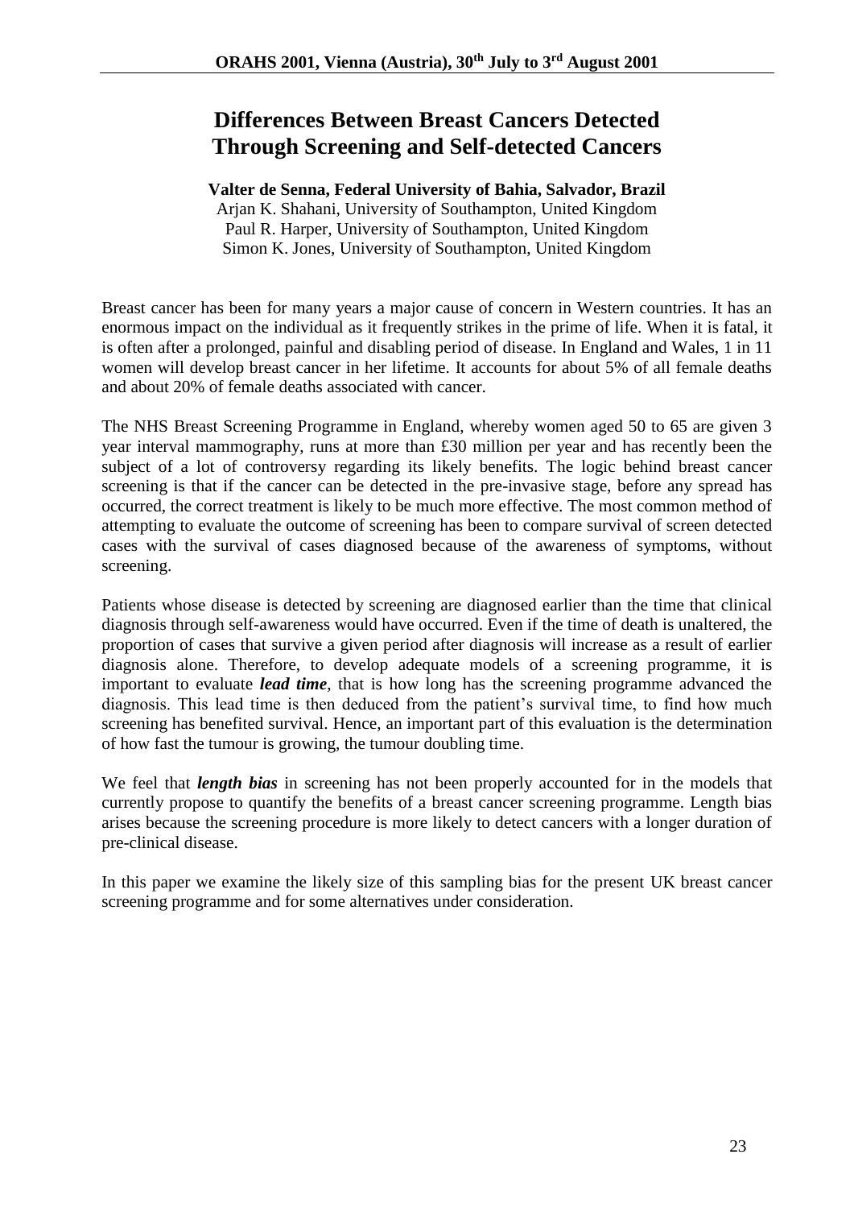# Differences Between Breast Cancers Detected Through Screening and Self-detected Cancers

**Valter de Senna, Federal University of Bahia, Salvador, Brazil**
Arjan K. Shahani, University of Southampton, United Kingdom
Paul R. Harper, University of Southampton, United Kingdom
Simon K. Jones, University of Southampton, United Kingdom

Breast cancer has been for many years a major cause of concern in Western countries. It has an enormous impact on the individual as it frequently strikes in the prime of life. When it is fatal, it is often after a prolonged, painful and disabling period of disease. In England and Wales, 1 in 11 women will develop breast cancer in her lifetime. It accounts for about 5% of all female deaths and about 20% of female deaths associated with cancer.

The NHS Breast Screening Programme in England, whereby women aged 50 to 65 are given 3 year interval mammography, runs at more than £30 million per year and has recently been the subject of a lot of controversy regarding its likely benefits. The logic behind breast cancer screening is that if the cancer can be detected in the pre-invasive stage, before any spread has occurred, the correct treatment is likely to be much more effective. The most common method of attempting to evaluate the outcome of screening has been to compare survival of screen detected cases with the survival of cases diagnosed because of the awareness of symptoms, without screening.

Patients whose disease is detected by screening are diagnosed earlier than the time that clinical diagnosis through self-awareness would have occurred. Even if the time of death is unaltered, the proportion of cases that survive a given period after diagnosis will increase as a result of earlier diagnosis alone. Therefore, to develop adequate models of a screening programme, it is important to evaluate ***lead time***, that is how long has the screening programme advanced the diagnosis. This lead time is then deduced from the patient's survival time, to find how much screening has benefited survival. Hence, an important part of this evaluation is the determination of how fast the tumour is growing, the tumour doubling time.

We feel that ***length bias*** in screening has not been properly accounted for in the models that currently propose to quantify the benefits of a breast cancer screening programme. Length bias arises because the screening procedure is more likely to detect cancers with a longer duration of pre-clinical disease.

In this paper we examine the likely size of this sampling bias for the present UK breast cancer screening programme and for some alternatives under consideration.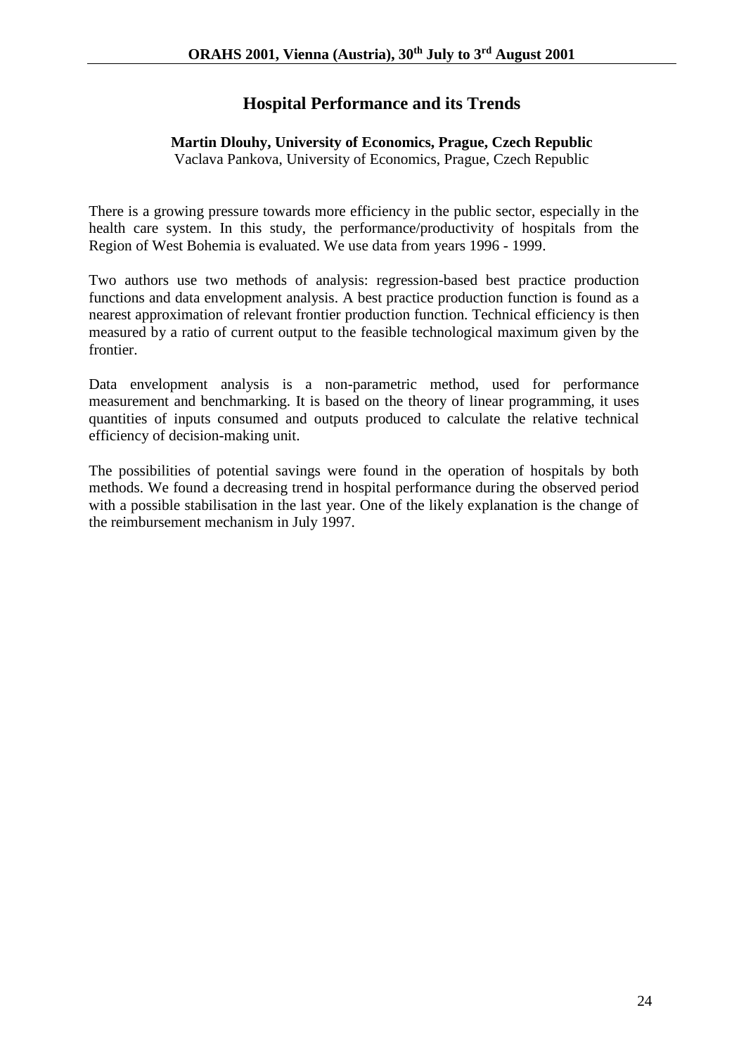# Hospital Performance and its Trends

**Martin Dlouhy, University of Economics, Prague, Czech Republic**
Vaclava Pankova, University of Economics, Prague, Czech Republic

There is a growing pressure towards more efficiency in the public sector, especially in the health care system. In this study, the performance/productivity of hospitals from the Region of West Bohemia is evaluated. We use data from years 1996 - 1999.

Two authors use two methods of analysis: regression-based best practice production functions and data envelopment analysis. A best practice production function is found as a nearest approximation of relevant frontier production function. Technical efficiency is then measured by a ratio of current output to the feasible technological maximum given by the frontier.

Data envelopment analysis is a non-parametric method, used for performance measurement and benchmarking. It is based on the theory of linear programming, it uses quantities of inputs consumed and outputs produced to calculate the relative technical efficiency of decision-making unit.

The possibilities of potential savings were found in the operation of hospitals by both methods. We found a decreasing trend in hospital performance during the observed period with a possible stabilisation in the last year. One of the likely explanation is the change of the reimbursement mechanism in July 1997.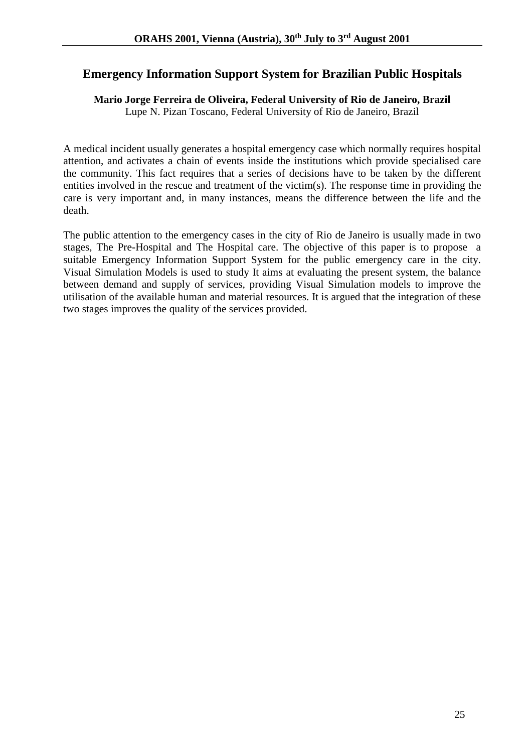## Emergency Information Support System for Brazilian Public Hospitals

**Mario Jorge Ferreira de Oliveira, Federal University of Rio de Janeiro, Brazil**
Lupe N. Pizan Toscano, Federal University of Rio de Janeiro, Brazil

A medical incident usually generates a hospital emergency case which normally requires hospital attention, and activates a chain of events inside the institutions which provide specialised care the community. This fact requires that a series of decisions have to be taken by the different entities involved in the rescue and treatment of the victim(s). The response time in providing the care is very important and, in many instances, means the difference between the life and the death.

The public attention to the emergency cases in the city of Rio de Janeiro is usually made in two stages, The Pre-Hospital and The Hospital care. The objective of this paper is to propose a suitable Emergency Information Support System for the public emergency care in the city. Visual Simulation Models is used to study It aims at evaluating the present system, the balance between demand and supply of services, providing Visual Simulation models to improve the utilisation of the available human and material resources. It is argued that the integration of these two stages improves the quality of the services provided.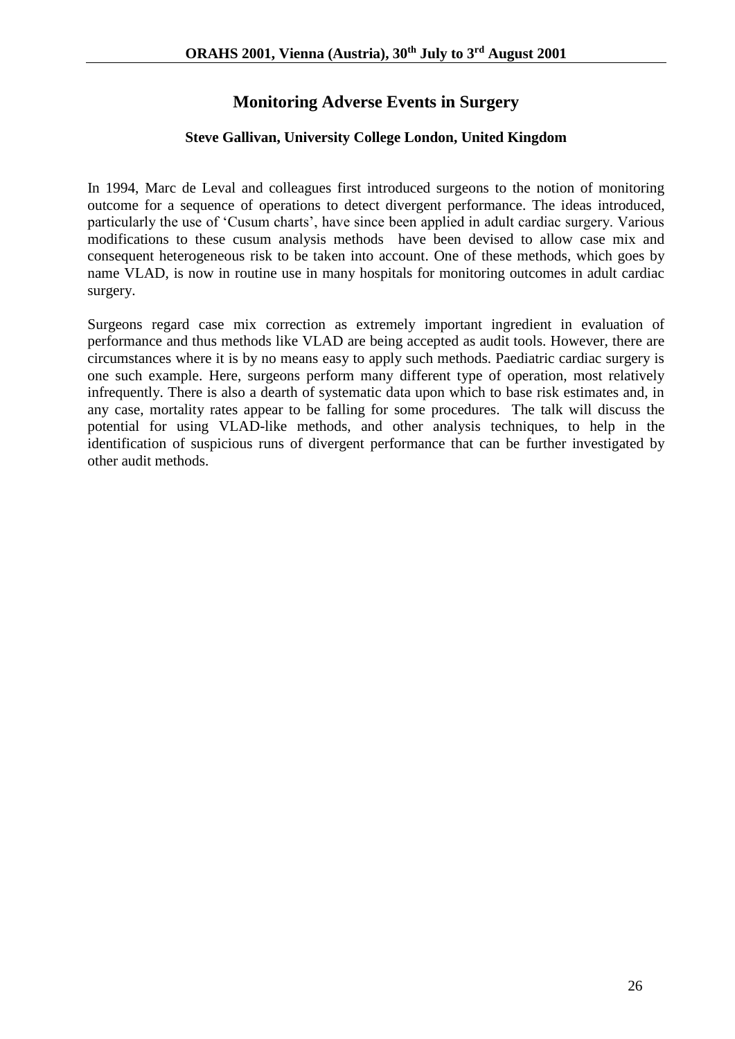## Monitoring Adverse Events in Surgery

**Steve Gallivan, University College London, United Kingdom**

In 1994, Marc de Leval and colleagues first introduced surgeons to the notion of monitoring outcome for a sequence of operations to detect divergent performance. The ideas introduced, particularly the use of 'Cusum charts', have since been applied in adult cardiac surgery. Various modifications to these cusum analysis methods have been devised to allow case mix and consequent heterogeneous risk to be taken into account. One of these methods, which goes by name VLAD, is now in routine use in many hospitals for monitoring outcomes in adult cardiac surgery.

Surgeons regard case mix correction as extremely important ingredient in evaluation of performance and thus methods like VLAD are being accepted as audit tools. However, there are circumstances where it is by no means easy to apply such methods. Paediatric cardiac surgery is one such example. Here, surgeons perform many different type of operation, most relatively infrequently. There is also a dearth of systematic data upon which to base risk estimates and, in any case, mortality rates appear to be falling for some procedures. The talk will discuss the potential for using VLAD-like methods, and other analysis techniques, to help in the identification of suspicious runs of divergent performance that can be further investigated by other audit methods.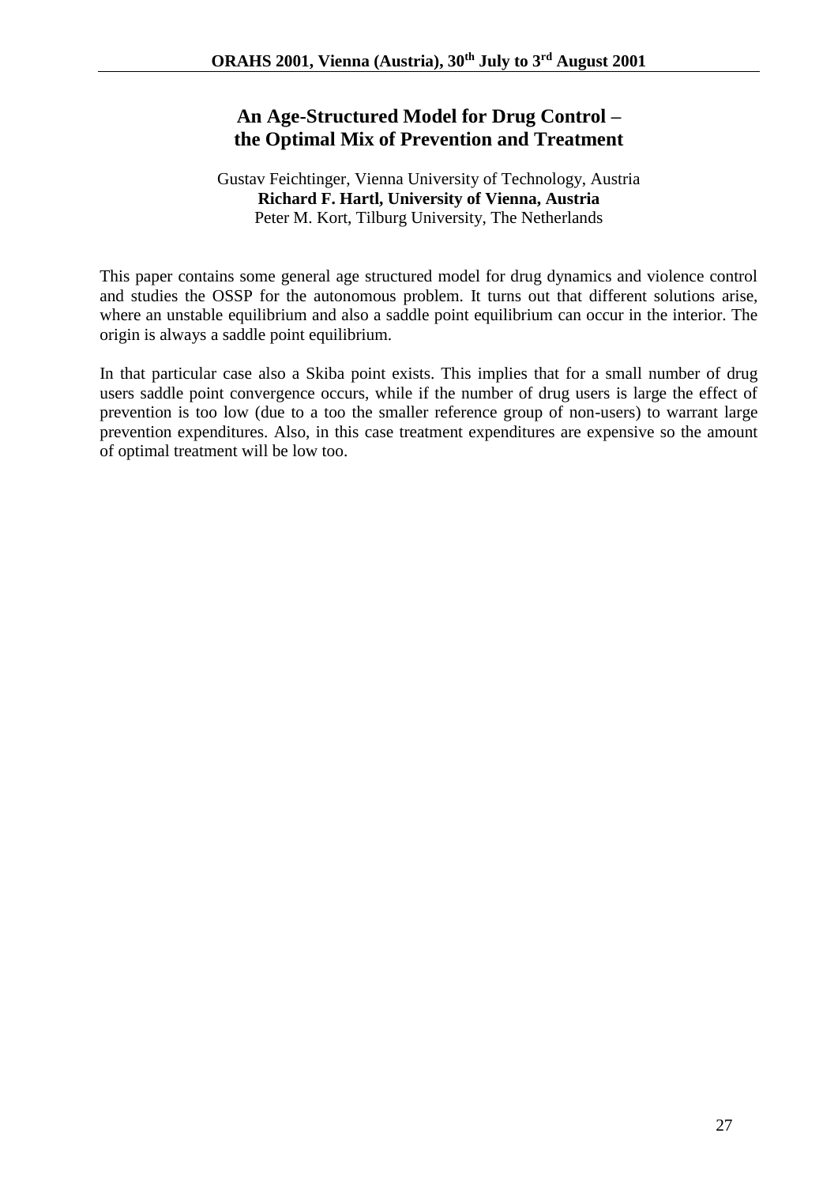# An Age-Structured Model for Drug Control – the Optimal Mix of Prevention and Treatment

Gustav Feichtinger, Vienna University of Technology, Austria
**Richard F. Hartl, University of Vienna, Austria**
Peter M. Kort, Tilburg University, The Netherlands

This paper contains some general age structured model for drug dynamics and violence control and studies the OSSP for the autonomous problem. It turns out that different solutions arise, where an unstable equilibrium and also a saddle point equilibrium can occur in the interior. The origin is always a saddle point equilibrium.

In that particular case also a Skiba point exists. This implies that for a small number of drug users saddle point convergence occurs, while if the number of drug users is large the effect of prevention is too low (due to a too the smaller reference group of non-users) to warrant large prevention expenditures. Also, in this case treatment expenditures are expensive so the amount of optimal treatment will be low too.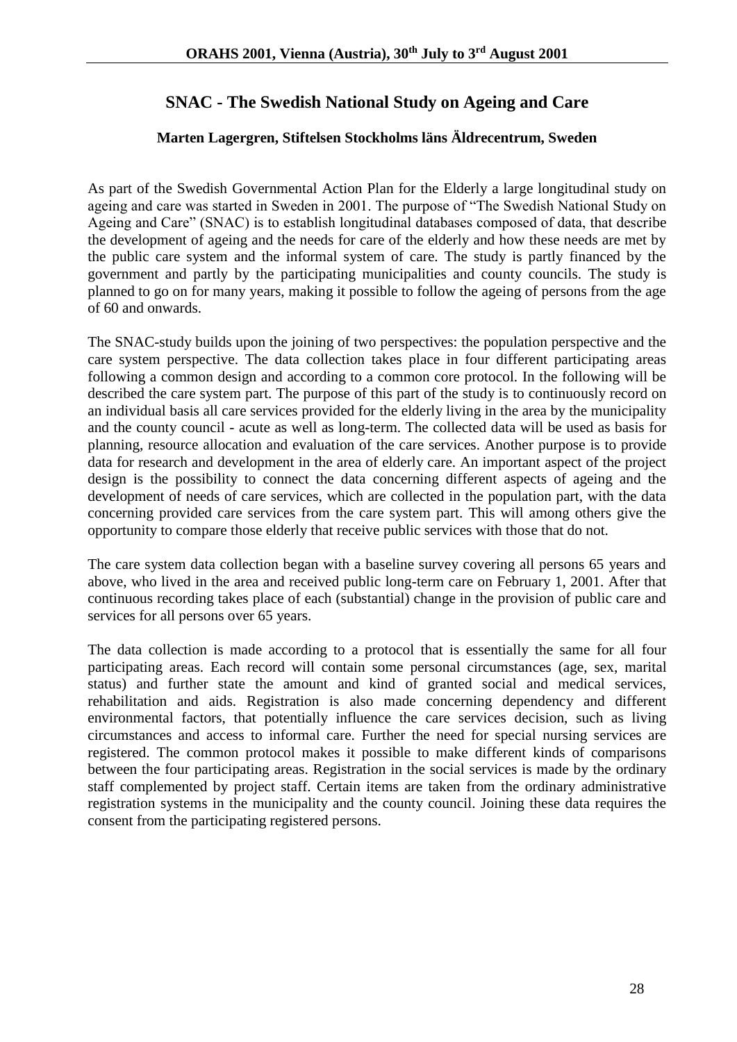# SNAC - The Swedish National Study on Ageing and Care

**Marten Lagergren, Stiftelsen Stockholms läns Äldrecentrum, Sweden**

As part of the Swedish Governmental Action Plan for the Elderly a large longitudinal study on ageing and care was started in Sweden in 2001. The purpose of "The Swedish National Study on Ageing and Care" (SNAC) is to establish longitudinal databases composed of data, that describe the development of ageing and the needs for care of the elderly and how these needs are met by the public care system and the informal system of care. The study is partly financed by the government and partly by the participating municipalities and county councils. The study is planned to go on for many years, making it possible to follow the ageing of persons from the age of 60 and onwards.

The SNAC-study builds upon the joining of two perspectives: the population perspective and the care system perspective. The data collection takes place in four different participating areas following a common design and according to a common core protocol. In the following will be described the care system part. The purpose of this part of the study is to continuously record on an individual basis all care services provided for the elderly living in the area by the municipality and the county council - acute as well as long-term. The collected data will be used as basis for planning, resource allocation and evaluation of the care services. Another purpose is to provide data for research and development in the area of elderly care. An important aspect of the project design is the possibility to connect the data concerning different aspects of ageing and the development of needs of care services, which are collected in the population part, with the data concerning provided care services from the care system part. This will among others give the opportunity to compare those elderly that receive public services with those that do not.

The care system data collection began with a baseline survey covering all persons 65 years and above, who lived in the area and received public long-term care on February 1, 2001. After that continuous recording takes place of each (substantial) change in the provision of public care and services for all persons over 65 years.

The data collection is made according to a protocol that is essentially the same for all four participating areas. Each record will contain some personal circumstances (age, sex, marital status) and further state the amount and kind of granted social and medical services, rehabilitation and aids. Registration is also made concerning dependency and different environmental factors, that potentially influence the care services decision, such as living circumstances and access to informal care. Further the need for special nursing services are registered. The common protocol makes it possible to make different kinds of comparisons between the four participating areas. Registration in the social services is made by the ordinary staff complemented by project staff. Certain items are taken from the ordinary administrative registration systems in the municipality and the county council. Joining these data requires the consent from the participating registered persons.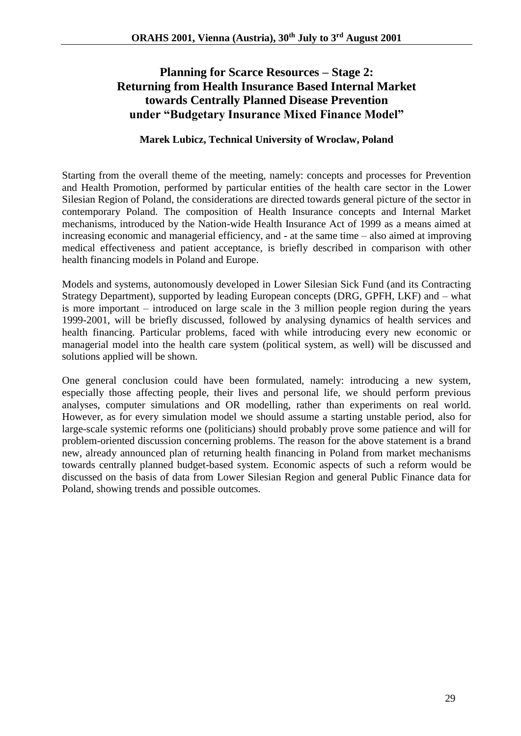# Planning for Scarce Resources – Stage 2: Returning from Health Insurance Based Internal Market towards Centrally Planned Disease Prevention under "Budgetary Insurance Mixed Finance Model"

**Marek Lubicz, Technical University of Wroclaw, Poland**

Starting from the overall theme of the meeting, namely: concepts and processes for Prevention and Health Promotion, performed by particular entities of the health care sector in the Lower Silesian Region of Poland, the considerations are directed towards general picture of the sector in contemporary Poland. The composition of Health Insurance concepts and Internal Market mechanisms, introduced by the Nation-wide Health Insurance Act of 1999 as a means aimed at increasing economic and managerial efficiency, and - at the same time – also aimed at improving medical effectiveness and patient acceptance, is briefly described in comparison with other health financing models in Poland and Europe.

Models and systems, autonomously developed in Lower Silesian Sick Fund (and its Contracting Strategy Department), supported by leading European concepts (DRG, GPFH, LKF) and – what is more important – introduced on large scale in the 3 million people region during the years 1999-2001, will be briefly discussed, followed by analysing dynamics of health services and health financing. Particular problems, faced with while introducing every new economic or managerial model into the health care system (political system, as well) will be discussed and solutions applied will be shown.

One general conclusion could have been formulated, namely: introducing a new system, especially those affecting people, their lives and personal life, we should perform previous analyses, computer simulations and OR modelling, rather than experiments on real world. However, as for every simulation model we should assume a starting unstable period, also for large-scale systemic reforms one (politicians) should probably prove some patience and will for problem-oriented discussion concerning problems. The reason for the above statement is a brand new, already announced plan of returning health financing in Poland from market mechanisms towards centrally planned budget-based system. Economic aspects of such a reform would be discussed on the basis of data from Lower Silesian Region and general Public Finance data for Poland, showing trends and possible outcomes.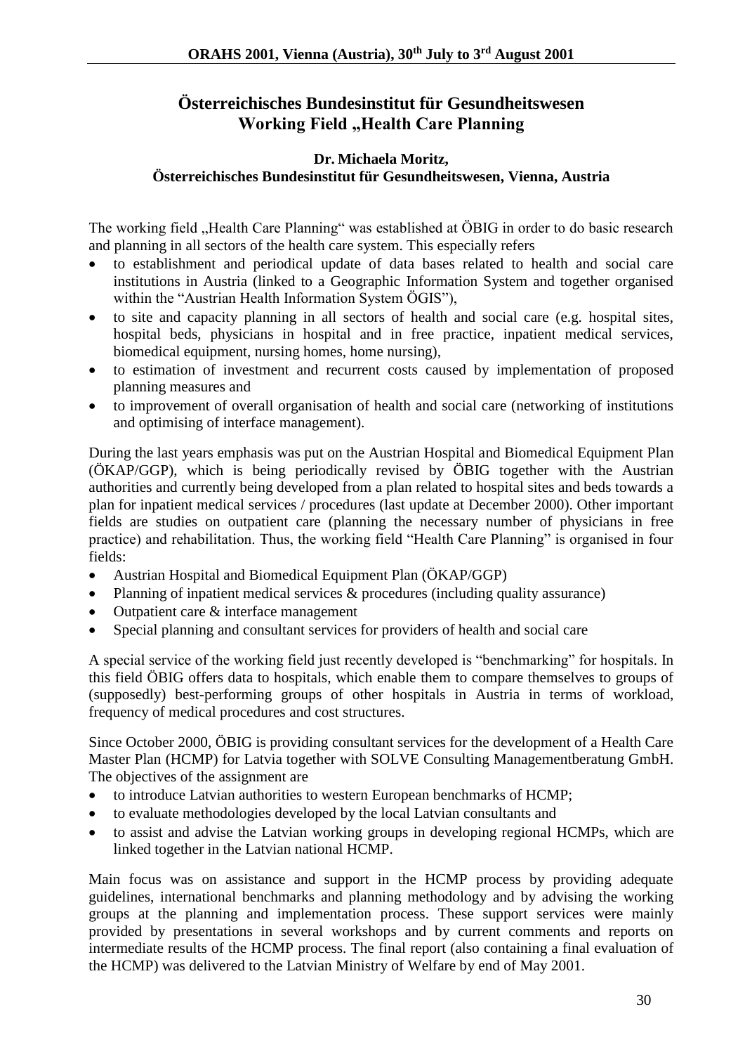# Österreichisches Bundesinstitut für Gesundheitswesen Working Field „Health Care Planning

**Dr. Michaela Moritz,**
**Österreichisches Bundesinstitut für Gesundheitswesen, Vienna, Austria**

The working field „Health Care Planning" was established at ÖBIG in order to do basic research and planning in all sectors of the health care system. This especially refers

- to establishment and periodical update of data bases related to health and social care institutions in Austria (linked to a Geographic Information System and together organised within the "Austrian Health Information System ÖGIS"),
- to site and capacity planning in all sectors of health and social care (e.g. hospital sites, hospital beds, physicians in hospital and in free practice, inpatient medical services, biomedical equipment, nursing homes, home nursing),
- to estimation of investment and recurrent costs caused by implementation of proposed planning measures and
- to improvement of overall organisation of health and social care (networking of institutions and optimising of interface management).

During the last years emphasis was put on the Austrian Hospital and Biomedical Equipment Plan (ÖKAP/GGP), which is being periodically revised by ÖBIG together with the Austrian authorities and currently being developed from a plan related to hospital sites and beds towards a plan for inpatient medical services / procedures (last update at December 2000). Other important fields are studies on outpatient care (planning the necessary number of physicians in free practice) and rehabilitation. Thus, the working field "Health Care Planning" is organised in four fields:

- Austrian Hospital and Biomedical Equipment Plan (ÖKAP/GGP)
- Planning of inpatient medical services & procedures (including quality assurance)
- Outpatient care & interface management
- Special planning and consultant services for providers of health and social care

A special service of the working field just recently developed is "benchmarking" for hospitals. In this field ÖBIG offers data to hospitals, which enable them to compare themselves to groups of (supposedly) best-performing groups of other hospitals in Austria in terms of workload, frequency of medical procedures and cost structures.

Since October 2000, ÖBIG is providing consultant services for the development of a Health Care Master Plan (HCMP) for Latvia together with SOLVE Consulting Managementberatung GmbH. The objectives of the assignment are

- to introduce Latvian authorities to western European benchmarks of HCMP;
- to evaluate methodologies developed by the local Latvian consultants and
- to assist and advise the Latvian working groups in developing regional HCMPs, which are linked together in the Latvian national HCMP.

Main focus was on assistance and support in the HCMP process by providing adequate guidelines, international benchmarks and planning methodology and by advising the working groups at the planning and implementation process. These support services were mainly provided by presentations in several workshops and by current comments and reports on intermediate results of the HCMP process. The final report (also containing a final evaluation of the HCMP) was delivered to the Latvian Ministry of Welfare by end of May 2001.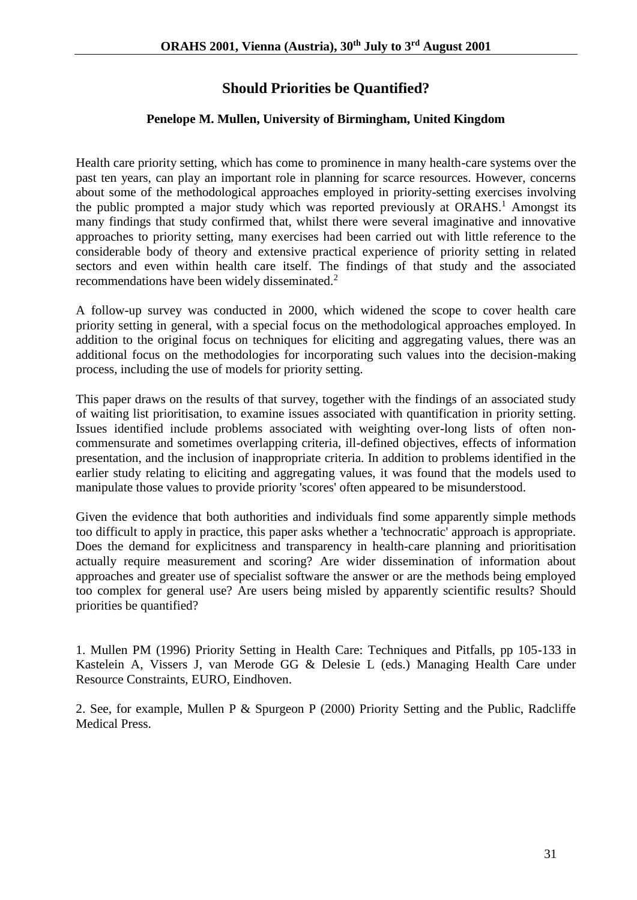# Should Priorities be Quantified?

**Penelope M. Mullen, University of Birmingham, United Kingdom**

Health care priority setting, which has come to prominence in many health-care systems over the past ten years, can play an important role in planning for scarce resources. However, concerns about some of the methodological approaches employed in priority-setting exercises involving the public prompted a major study which was reported previously at ORAHS.[1] Amongst its many findings that study confirmed that, whilst there were several imaginative and innovative approaches to priority setting, many exercises had been carried out with little reference to the considerable body of theory and extensive practical experience of priority setting in related sectors and even within health care itself. The findings of that study and the associated recommendations have been widely disseminated.[2]

A follow-up survey was conducted in 2000, which widened the scope to cover health care priority setting in general, with a special focus on the methodological approaches employed. In addition to the original focus on techniques for eliciting and aggregating values, there was an additional focus on the methodologies for incorporating such values into the decision-making process, including the use of models for priority setting.

This paper draws on the results of that survey, together with the findings of an associated study of waiting list prioritisation, to examine issues associated with quantification in priority setting. Issues identified include problems associated with weighting over-long lists of often non-commensurate and sometimes overlapping criteria, ill-defined objectives, effects of information presentation, and the inclusion of inappropriate criteria. In addition to problems identified in the earlier study relating to eliciting and aggregating values, it was found that the models used to manipulate those values to provide priority 'scores' often appeared to be misunderstood.

Given the evidence that both authorities and individuals find some apparently simple methods too difficult to apply in practice, this paper asks whether a 'technocratic' approach is appropriate. Does the demand for explicitness and transparency in health-care planning and prioritisation actually require measurement and scoring? Are wider dissemination of information about approaches and greater use of specialist software the answer or are the methods being employed too complex for general use? Are users being misled by apparently scientific results? Should priorities be quantified?

1. Mullen PM (1996) Priority Setting in Health Care: Techniques and Pitfalls, pp 105-133 in Kastelein A, Vissers J, van Merode GG & Delesie L (eds.) Managing Health Care under Resource Constraints, EURO, Eindhoven.

2. See, for example, Mullen P & Spurgeon P (2000) Priority Setting and the Public, Radcliffe Medical Press.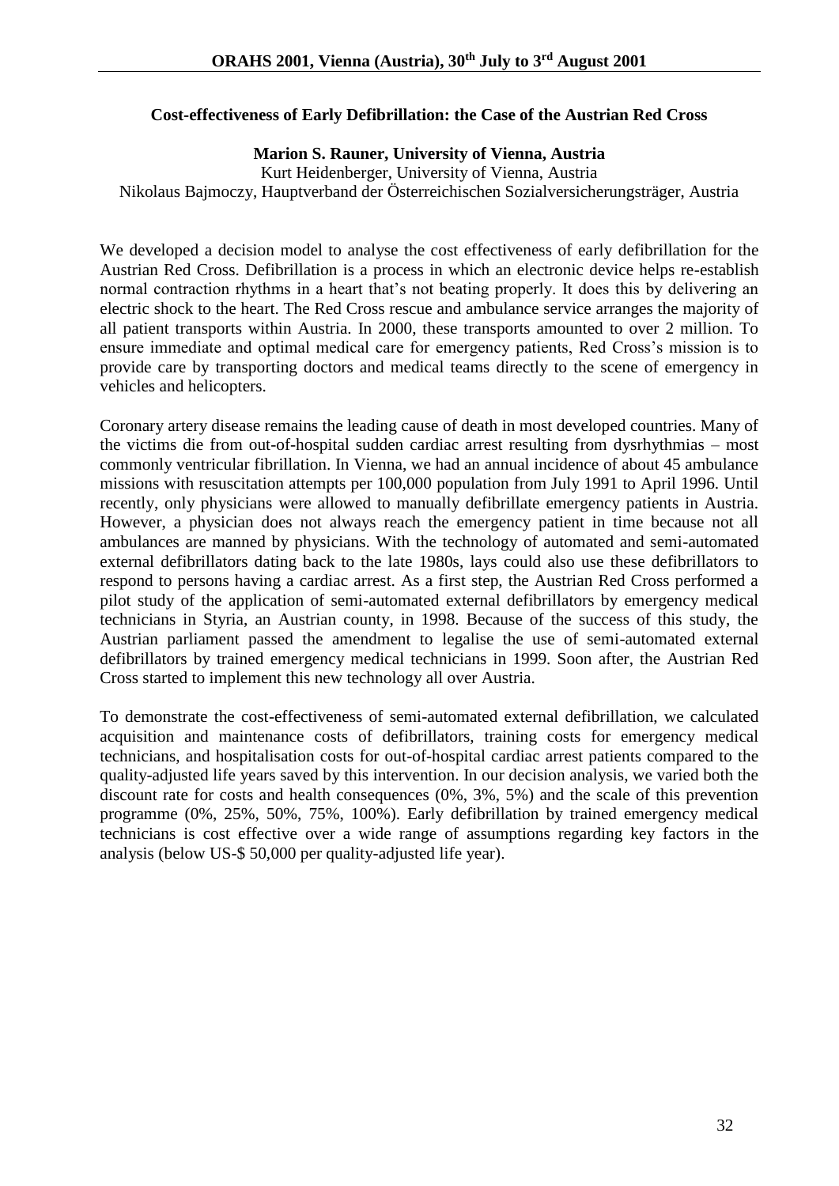### Cost-effectiveness of Early Defibrillation: the Case of the Austrian Red Cross

**Marion S. Rauner, University of Vienna, Austria**
Kurt Heidenberger, University of Vienna, Austria
Nikolaus Bajmoczy, Hauptverband der Österreichischen Sozialversicherungsträger, Austria

We developed a decision model to analyse the cost effectiveness of early defibrillation for the Austrian Red Cross. Defibrillation is a process in which an electronic device helps re-establish normal contraction rhythms in a heart that's not beating properly. It does this by delivering an electric shock to the heart. The Red Cross rescue and ambulance service arranges the majority of all patient transports within Austria. In 2000, these transports amounted to over 2 million. To ensure immediate and optimal medical care for emergency patients, Red Cross's mission is to provide care by transporting doctors and medical teams directly to the scene of emergency in vehicles and helicopters.

Coronary artery disease remains the leading cause of death in most developed countries. Many of the victims die from out-of-hospital sudden cardiac arrest resulting from dysrhythmias – most commonly ventricular fibrillation. In Vienna, we had an annual incidence of about 45 ambulance missions with resuscitation attempts per 100,000 population from July 1991 to April 1996. Until recently, only physicians were allowed to manually defibrillate emergency patients in Austria. However, a physician does not always reach the emergency patient in time because not all ambulances are manned by physicians. With the technology of automated and semi-automated external defibrillators dating back to the late 1980s, lays could also use these defibrillators to respond to persons having a cardiac arrest. As a first step, the Austrian Red Cross performed a pilot study of the application of semi-automated external defibrillators by emergency medical technicians in Styria, an Austrian county, in 1998. Because of the success of this study, the Austrian parliament passed the amendment to legalise the use of semi-automated external defibrillators by trained emergency medical technicians in 1999. Soon after, the Austrian Red Cross started to implement this new technology all over Austria.

To demonstrate the cost-effectiveness of semi-automated external defibrillation, we calculated acquisition and maintenance costs of defibrillators, training costs for emergency medical technicians, and hospitalisation costs for out-of-hospital cardiac arrest patients compared to the quality-adjusted life years saved by this intervention. In our decision analysis, we varied both the discount rate for costs and health consequences (0%, 3%, 5%) and the scale of this prevention programme (0%, 25%, 50%, 75%, 100%). Early defibrillation by trained emergency medical technicians is cost effective over a wide range of assumptions regarding key factors in the analysis (below US-$ 50,000 per quality-adjusted life year).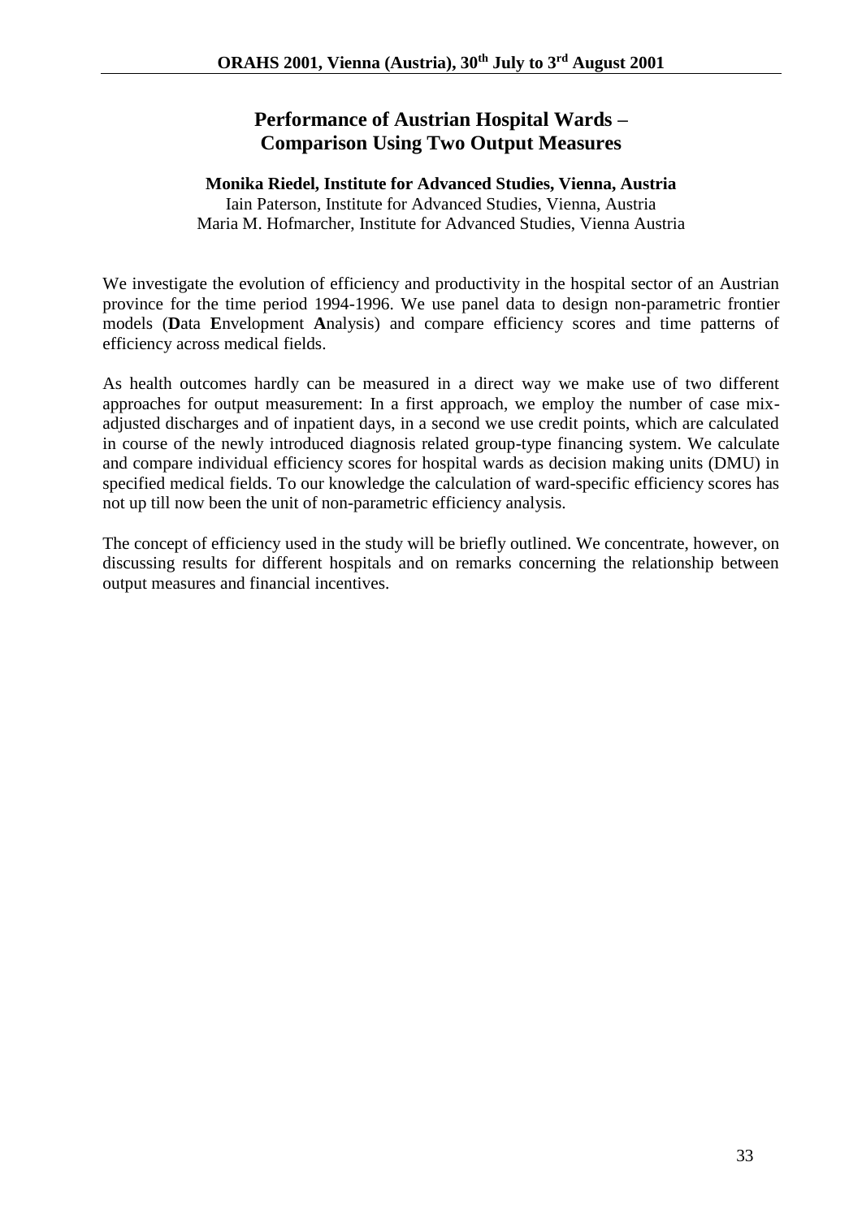# Performance of Austrian Hospital Wards – Comparison Using Two Output Measures

**Monika Riedel, Institute for Advanced Studies, Vienna, Austria**
Iain Paterson, Institute for Advanced Studies, Vienna, Austria
Maria M. Hofmarcher, Institute for Advanced Studies, Vienna Austria

We investigate the evolution of efficiency and productivity in the hospital sector of an Austrian province for the time period 1994-1996. We use panel data to design non-parametric frontier models (**D**ata **E**nvelopment **A**nalysis) and compare efficiency scores and time patterns of efficiency across medical fields.

As health outcomes hardly can be measured in a direct way we make use of two different approaches for output measurement: In a first approach, we employ the number of case mix-adjusted discharges and of inpatient days, in a second we use credit points, which are calculated in course of the newly introduced diagnosis related group-type financing system. We calculate and compare individual efficiency scores for hospital wards as decision making units (DMU) in specified medical fields. To our knowledge the calculation of ward-specific efficiency scores has not up till now been the unit of non-parametric efficiency analysis.

The concept of efficiency used in the study will be briefly outlined. We concentrate, however, on discussing results for different hospitals and on remarks concerning the relationship between output measures and financial incentives.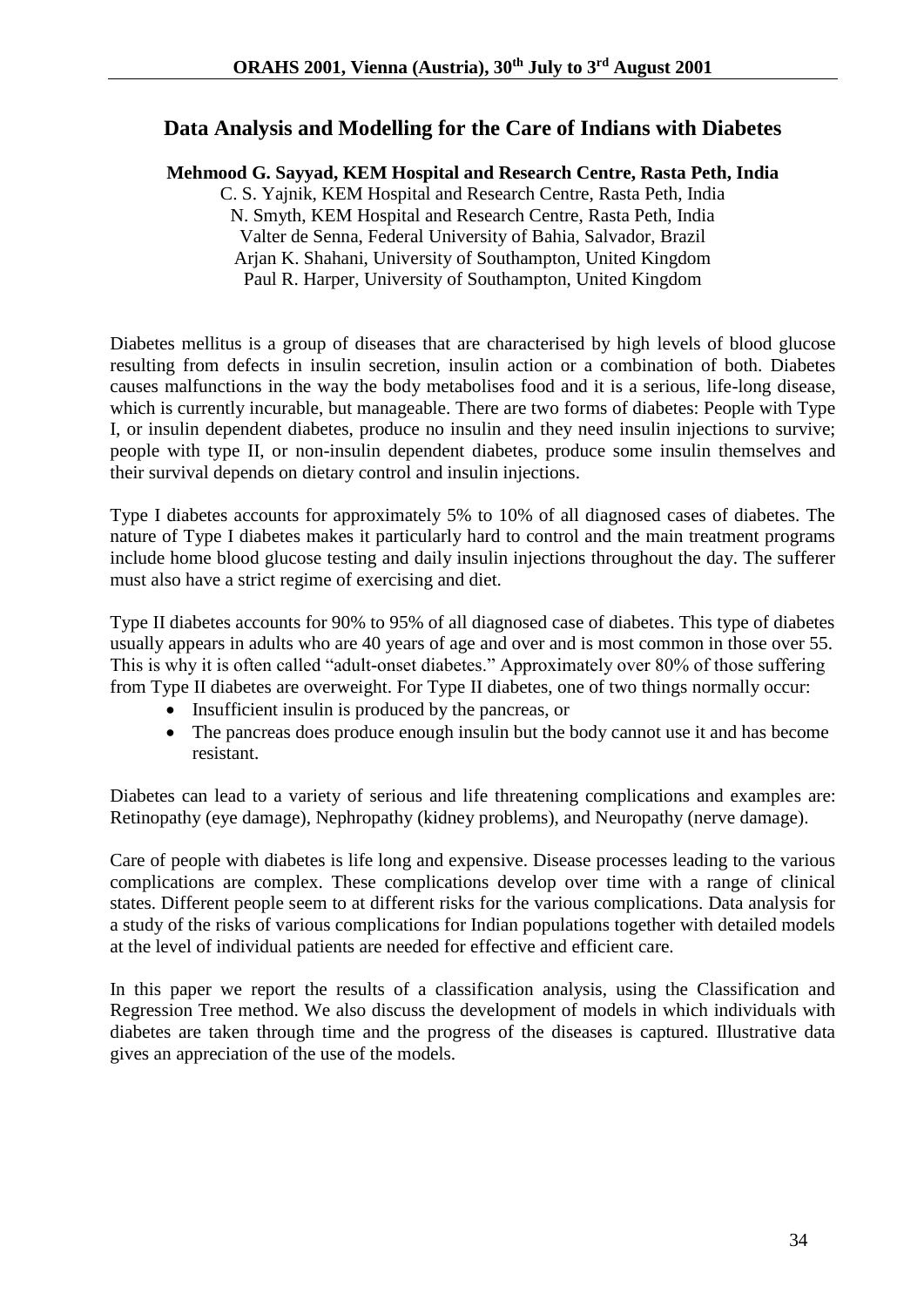## Data Analysis and Modelling for the Care of Indians with Diabetes

**Mehmood G. Sayyad, KEM Hospital and Research Centre, Rasta Peth, India**

C. S. Yajnik, KEM Hospital and Research Centre, Rasta Peth, India
N. Smyth, KEM Hospital and Research Centre, Rasta Peth, India
Valter de Senna, Federal University of Bahia, Salvador, Brazil
Arjan K. Shahani, University of Southampton, United Kingdom
Paul R. Harper, University of Southampton, United Kingdom

Diabetes mellitus is a group of diseases that are characterised by high levels of blood glucose resulting from defects in insulin secretion, insulin action or a combination of both. Diabetes causes malfunctions in the way the body metabolises food and it is a serious, life-long disease, which is currently incurable, but manageable. There are two forms of diabetes: People with Type I, or insulin dependent diabetes, produce no insulin and they need insulin injections to survive; people with type II, or non-insulin dependent diabetes, produce some insulin themselves and their survival depends on dietary control and insulin injections.

Type I diabetes accounts for approximately 5% to 10% of all diagnosed cases of diabetes. The nature of Type I diabetes makes it particularly hard to control and the main treatment programs include home blood glucose testing and daily insulin injections throughout the day. The sufferer must also have a strict regime of exercising and diet.

Type II diabetes accounts for 90% to 95% of all diagnosed case of diabetes. This type of diabetes usually appears in adults who are 40 years of age and over and is most common in those over 55. This is why it is often called "adult-onset diabetes." Approximately over 80% of those suffering from Type II diabetes are overweight. For Type II diabetes, one of two things normally occur:

- Insufficient insulin is produced by the pancreas, or
- The pancreas does produce enough insulin but the body cannot use it and has become resistant.

Diabetes can lead to a variety of serious and life threatening complications and examples are: Retinopathy (eye damage), Nephropathy (kidney problems), and Neuropathy (nerve damage).

Care of people with diabetes is life long and expensive. Disease processes leading to the various complications are complex. These complications develop over time with a range of clinical states. Different people seem to at different risks for the various complications. Data analysis for a study of the risks of various complications for Indian populations together with detailed models at the level of individual patients are needed for effective and efficient care.

In this paper we report the results of a classification analysis, using the Classification and Regression Tree method. We also discuss the development of models in which individuals with diabetes are taken through time and the progress of the diseases is captured. Illustrative data gives an appreciation of the use of the models.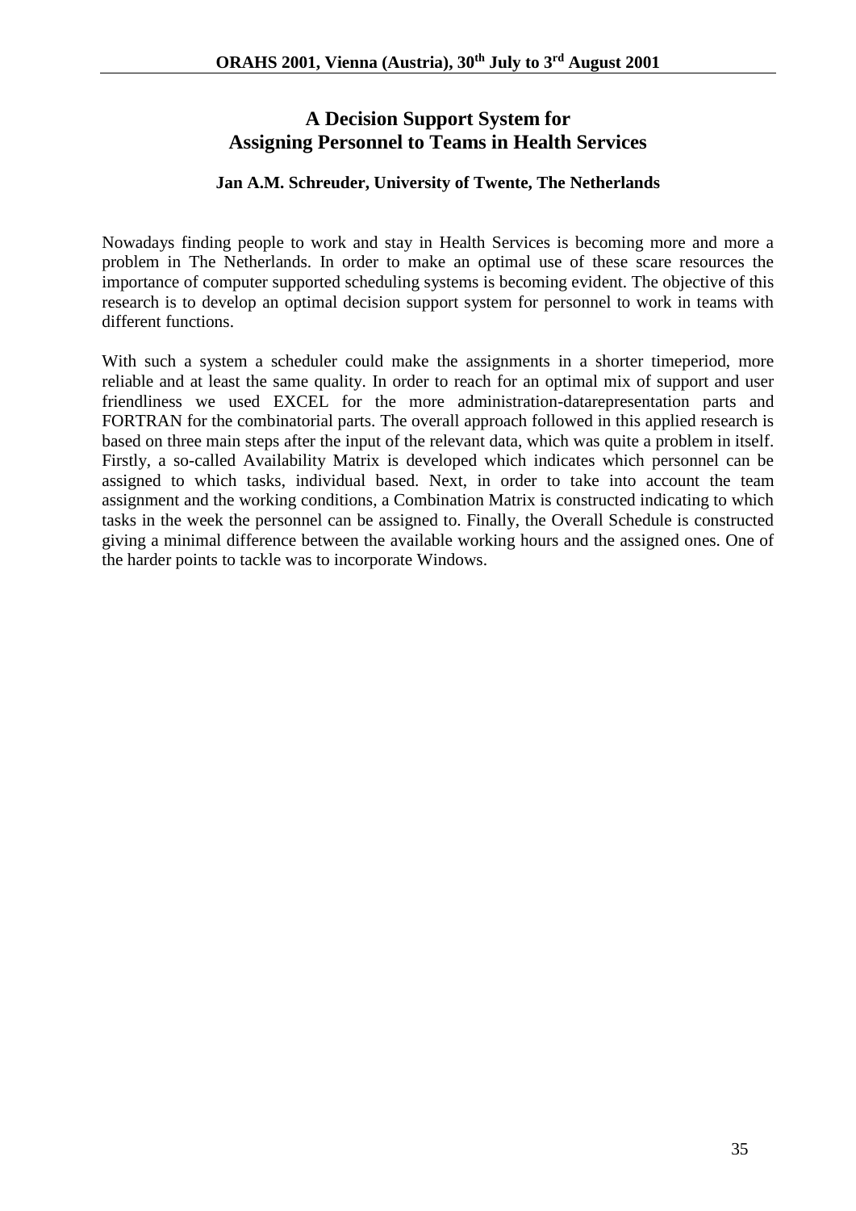# A Decision Support System for Assigning Personnel to Teams in Health Services

**Jan A.M. Schreuder, University of Twente, The Netherlands**

Nowadays finding people to work and stay in Health Services is becoming more and more a problem in The Netherlands. In order to make an optimal use of these scare resources the importance of computer supported scheduling systems is becoming evident. The objective of this research is to develop an optimal decision support system for personnel to work in teams with different functions.

With such a system a scheduler could make the assignments in a shorter timeperiod, more reliable and at least the same quality. In order to reach for an optimal mix of support and user friendliness we used EXCEL for the more administration-datarepresentation parts and FORTRAN for the combinatorial parts. The overall approach followed in this applied research is based on three main steps after the input of the relevant data, which was quite a problem in itself. Firstly, a so-called Availability Matrix is developed which indicates which personnel can be assigned to which tasks, individual based. Next, in order to take into account the team assignment and the working conditions, a Combination Matrix is constructed indicating to which tasks in the week the personnel can be assigned to. Finally, the Overall Schedule is constructed giving a minimal difference between the available working hours and the assigned ones. One of the harder points to tackle was to incorporate Windows.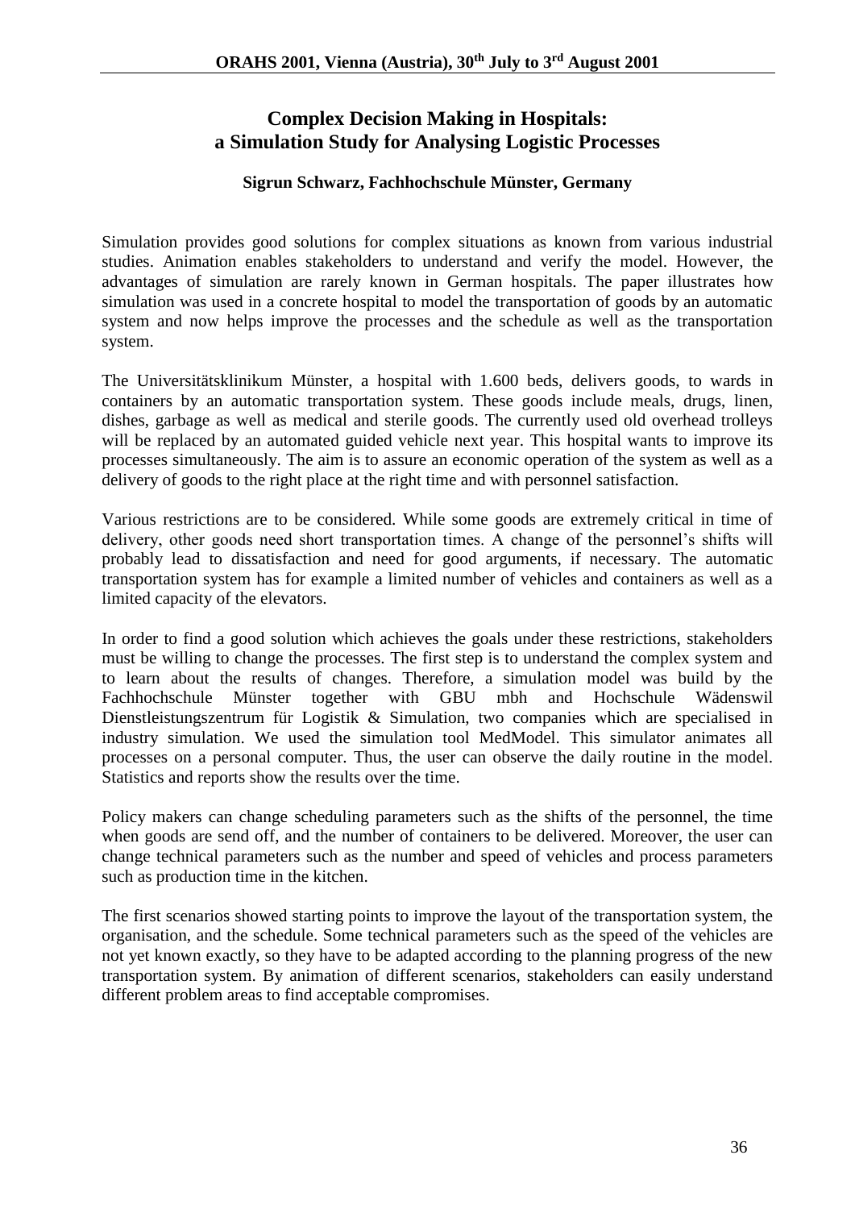# Complex Decision Making in Hospitals: a Simulation Study for Analysing Logistic Processes

**Sigrun Schwarz, Fachhochschule Münster, Germany**

Simulation provides good solutions for complex situations as known from various industrial studies. Animation enables stakeholders to understand and verify the model. However, the advantages of simulation are rarely known in German hospitals. The paper illustrates how simulation was used in a concrete hospital to model the transportation of goods by an automatic system and now helps improve the processes and the schedule as well as the transportation system.

The Universitätsklinikum Münster, a hospital with 1.600 beds, delivers goods, to wards in containers by an automatic transportation system. These goods include meals, drugs, linen, dishes, garbage as well as medical and sterile goods. The currently used old overhead trolleys will be replaced by an automated guided vehicle next year. This hospital wants to improve its processes simultaneously. The aim is to assure an economic operation of the system as well as a delivery of goods to the right place at the right time and with personnel satisfaction.

Various restrictions are to be considered. While some goods are extremely critical in time of delivery, other goods need short transportation times. A change of the personnel's shifts will probably lead to dissatisfaction and need for good arguments, if necessary. The automatic transportation system has for example a limited number of vehicles and containers as well as a limited capacity of the elevators.

In order to find a good solution which achieves the goals under these restrictions, stakeholders must be willing to change the processes. The first step is to understand the complex system and to learn about the results of changes. Therefore, a simulation model was build by the Fachhochschule Münster together with GBU mbh and Hochschule Wädenswil Dienstleistungszentrum für Logistik & Simulation, two companies which are specialised in industry simulation. We used the simulation tool MedModel. This simulator animates all processes on a personal computer. Thus, the user can observe the daily routine in the model. Statistics and reports show the results over the time.

Policy makers can change scheduling parameters such as the shifts of the personnel, the time when goods are send off, and the number of containers to be delivered. Moreover, the user can change technical parameters such as the number and speed of vehicles and process parameters such as production time in the kitchen.

The first scenarios showed starting points to improve the layout of the transportation system, the organisation, and the schedule. Some technical parameters such as the speed of the vehicles are not yet known exactly, so they have to be adapted according to the planning progress of the new transportation system. By animation of different scenarios, stakeholders can easily understand different problem areas to find acceptable compromises.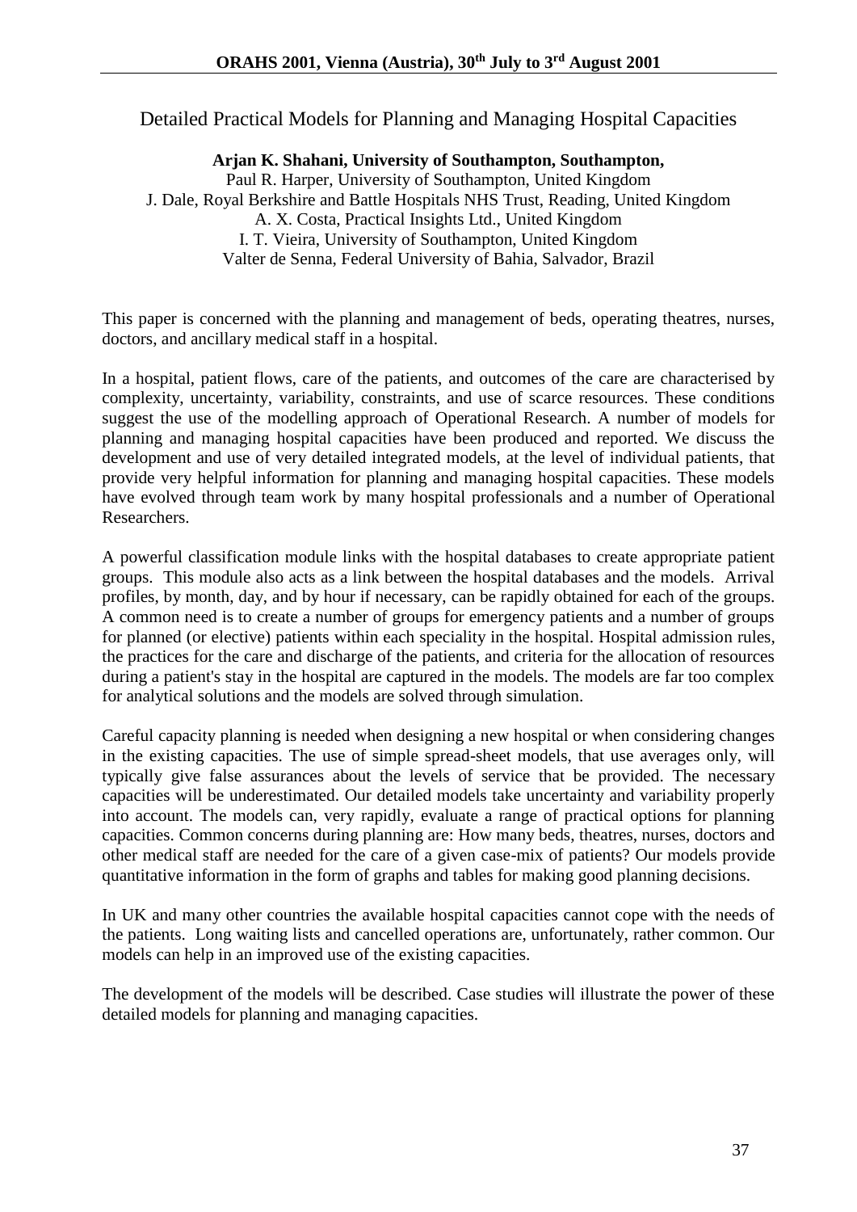## Detailed Practical Models for Planning and Managing Hospital Capacities

**Arjan K. Shahani, University of Southampton, Southampton,**
Paul R. Harper, University of Southampton, United Kingdom
J. Dale, Royal Berkshire and Battle Hospitals NHS Trust, Reading, United Kingdom
A. X. Costa, Practical Insights Ltd., United Kingdom
I. T. Vieira, University of Southampton, United Kingdom
Valter de Senna, Federal University of Bahia, Salvador, Brazil

This paper is concerned with the planning and management of beds, operating theatres, nurses, doctors, and ancillary medical staff in a hospital.

In a hospital, patient flows, care of the patients, and outcomes of the care are characterised by complexity, uncertainty, variability, constraints, and use of scarce resources. These conditions suggest the use of the modelling approach of Operational Research. A number of models for planning and managing hospital capacities have been produced and reported. We discuss the development and use of very detailed integrated models, at the level of individual patients, that provide very helpful information for planning and managing hospital capacities. These models have evolved through team work by many hospital professionals and a number of Operational Researchers.

A powerful classification module links with the hospital databases to create appropriate patient groups. This module also acts as a link between the hospital databases and the models. Arrival profiles, by month, day, and by hour if necessary, can be rapidly obtained for each of the groups. A common need is to create a number of groups for emergency patients and a number of groups for planned (or elective) patients within each speciality in the hospital. Hospital admission rules, the practices for the care and discharge of the patients, and criteria for the allocation of resources during a patient's stay in the hospital are captured in the models. The models are far too complex for analytical solutions and the models are solved through simulation.

Careful capacity planning is needed when designing a new hospital or when considering changes in the existing capacities. The use of simple spread-sheet models, that use averages only, will typically give false assurances about the levels of service that be provided. The necessary capacities will be underestimated. Our detailed models take uncertainty and variability properly into account. The models can, very rapidly, evaluate a range of practical options for planning capacities. Common concerns during planning are: How many beds, theatres, nurses, doctors and other medical staff are needed for the care of a given case-mix of patients? Our models provide quantitative information in the form of graphs and tables for making good planning decisions.

In UK and many other countries the available hospital capacities cannot cope with the needs of the patients. Long waiting lists and cancelled operations are, unfortunately, rather common. Our models can help in an improved use of the existing capacities.

The development of the models will be described. Case studies will illustrate the power of these detailed models for planning and managing capacities.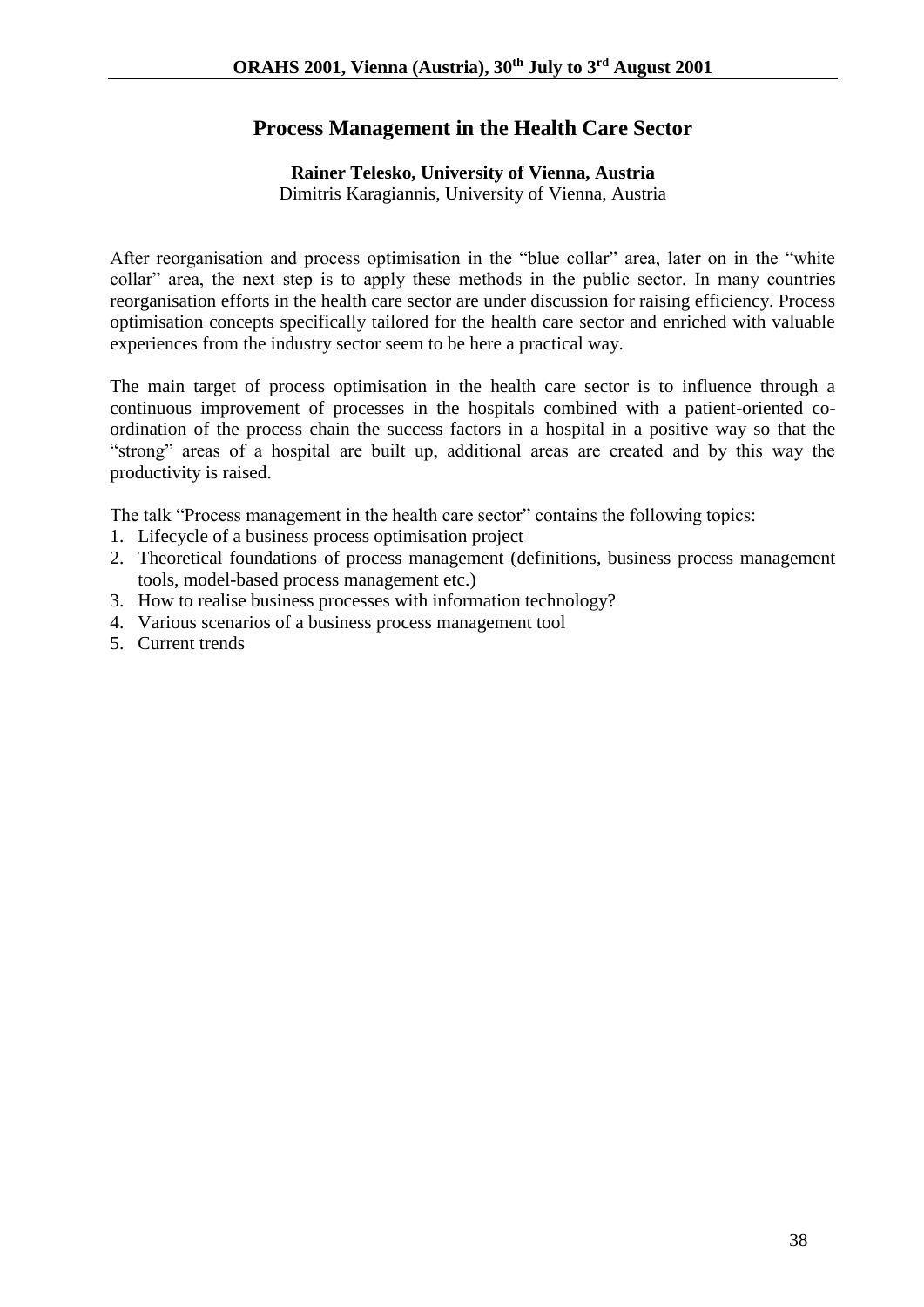# Process Management in the Health Care Sector

**Rainer Telesko, University of Vienna, Austria**
Dimitris Karagiannis, University of Vienna, Austria

After reorganisation and process optimisation in the "blue collar" area, later on in the "white collar" area, the next step is to apply these methods in the public sector. In many countries reorganisation efforts in the health care sector are under discussion for raising efficiency. Process optimisation concepts specifically tailored for the health care sector and enriched with valuable experiences from the industry sector seem to be here a practical way.

The main target of process optimisation in the health care sector is to influence through a continuous improvement of processes in the hospitals combined with a patient-oriented co-ordination of the process chain the success factors in a hospital in a positive way so that the "strong" areas of a hospital are built up, additional areas are created and by this way the productivity is raised.

The talk "Process management in the health care sector" contains the following topics:

1. Lifecycle of a business process optimisation project
2. Theoretical foundations of process management (definitions, business process management tools, model-based process management etc.)
3. How to realise business processes with information technology?
4. Various scenarios of a business process management tool
5. Current trends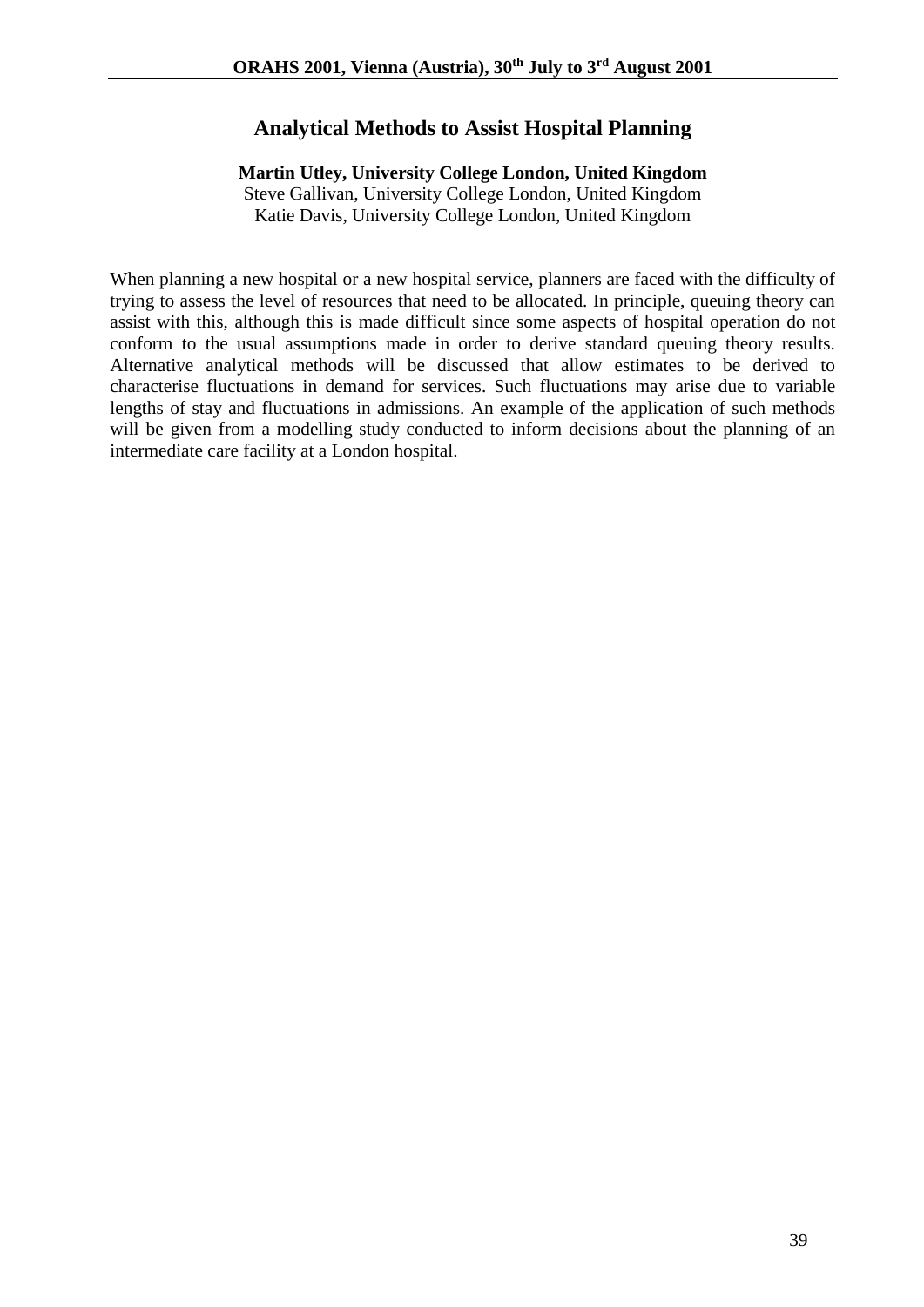## Analytical Methods to Assist Hospital Planning

**Martin Utley, University College London, United Kingdom**
Steve Gallivan, University College London, United Kingdom
Katie Davis, University College London, United Kingdom

When planning a new hospital or a new hospital service, planners are faced with the difficulty of trying to assess the level of resources that need to be allocated. In principle, queuing theory can assist with this, although this is made difficult since some aspects of hospital operation do not conform to the usual assumptions made in order to derive standard queuing theory results. Alternative analytical methods will be discussed that allow estimates to be derived to characterise fluctuations in demand for services. Such fluctuations may arise due to variable lengths of stay and fluctuations in admissions. An example of the application of such methods will be given from a modelling study conducted to inform decisions about the planning of an intermediate care facility at a London hospital.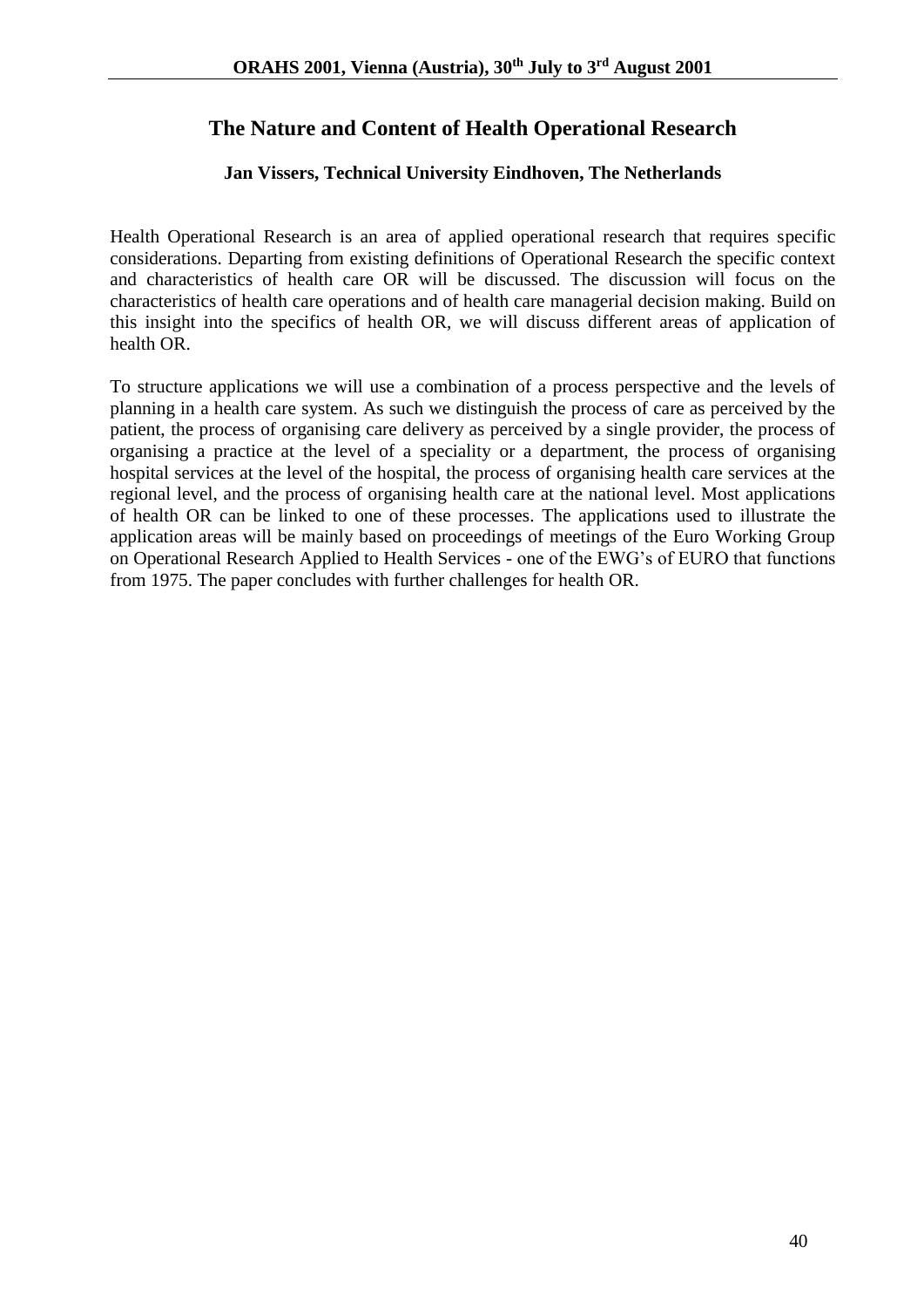# The Nature and Content of Health Operational Research

**Jan Vissers, Technical University Eindhoven, The Netherlands**

Health Operational Research is an area of applied operational research that requires specific considerations. Departing from existing definitions of Operational Research the specific context and characteristics of health care OR will be discussed. The discussion will focus on the characteristics of health care operations and of health care managerial decision making. Build on this insight into the specifics of health OR, we will discuss different areas of application of health OR.

To structure applications we will use a combination of a process perspective and the levels of planning in a health care system. As such we distinguish the process of care as perceived by the patient, the process of organising care delivery as perceived by a single provider, the process of organising a practice at the level of a speciality or a department, the process of organising hospital services at the level of the hospital, the process of organising health care services at the regional level, and the process of organising health care at the national level. Most applications of health OR can be linked to one of these processes. The applications used to illustrate the application areas will be mainly based on proceedings of meetings of the Euro Working Group on Operational Research Applied to Health Services - one of the EWG's of EURO that functions from 1975. The paper concludes with further challenges for health OR.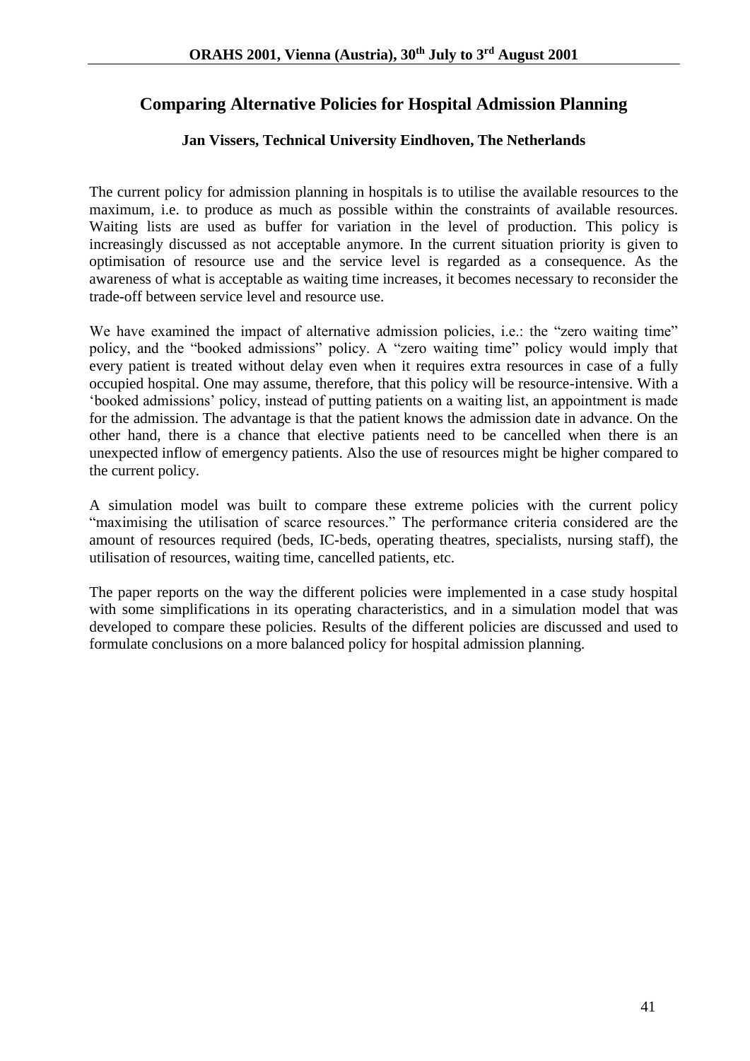## Comparing Alternative Policies for Hospital Admission Planning

**Jan Vissers, Technical University Eindhoven, The Netherlands**

The current policy for admission planning in hospitals is to utilise the available resources to the maximum, i.e. to produce as much as possible within the constraints of available resources. Waiting lists are used as buffer for variation in the level of production. This policy is increasingly discussed as not acceptable anymore. In the current situation priority is given to optimisation of resource use and the service level is regarded as a consequence. As the awareness of what is acceptable as waiting time increases, it becomes necessary to reconsider the trade-off between service level and resource use.

We have examined the impact of alternative admission policies, i.e.: the "zero waiting time" policy, and the "booked admissions" policy. A "zero waiting time" policy would imply that every patient is treated without delay even when it requires extra resources in case of a fully occupied hospital. One may assume, therefore, that this policy will be resource-intensive. With a 'booked admissions' policy, instead of putting patients on a waiting list, an appointment is made for the admission. The advantage is that the patient knows the admission date in advance. On the other hand, there is a chance that elective patients need to be cancelled when there is an unexpected inflow of emergency patients. Also the use of resources might be higher compared to the current policy.

A simulation model was built to compare these extreme policies with the current policy "maximising the utilisation of scarce resources." The performance criteria considered are the amount of resources required (beds, IC-beds, operating theatres, specialists, nursing staff), the utilisation of resources, waiting time, cancelled patients, etc.

The paper reports on the way the different policies were implemented in a case study hospital with some simplifications in its operating characteristics, and in a simulation model that was developed to compare these policies. Results of the different policies are discussed and used to formulate conclusions on a more balanced policy for hospital admission planning.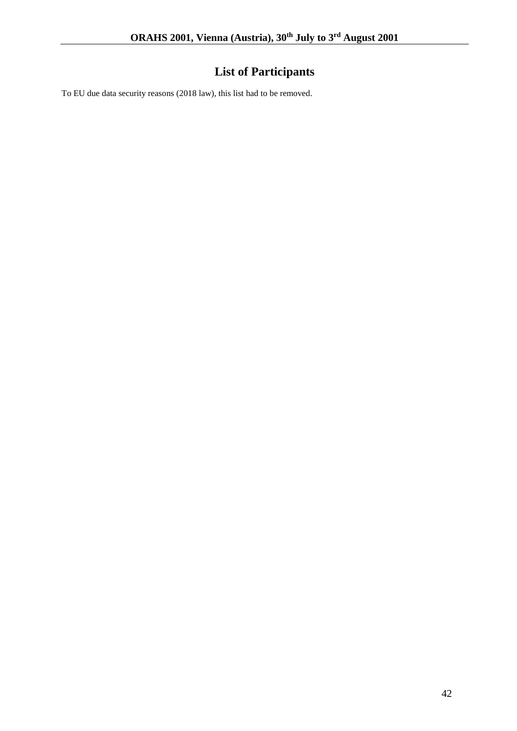# List of Participants

To EU due data security reasons (2018 law), this list had to be removed.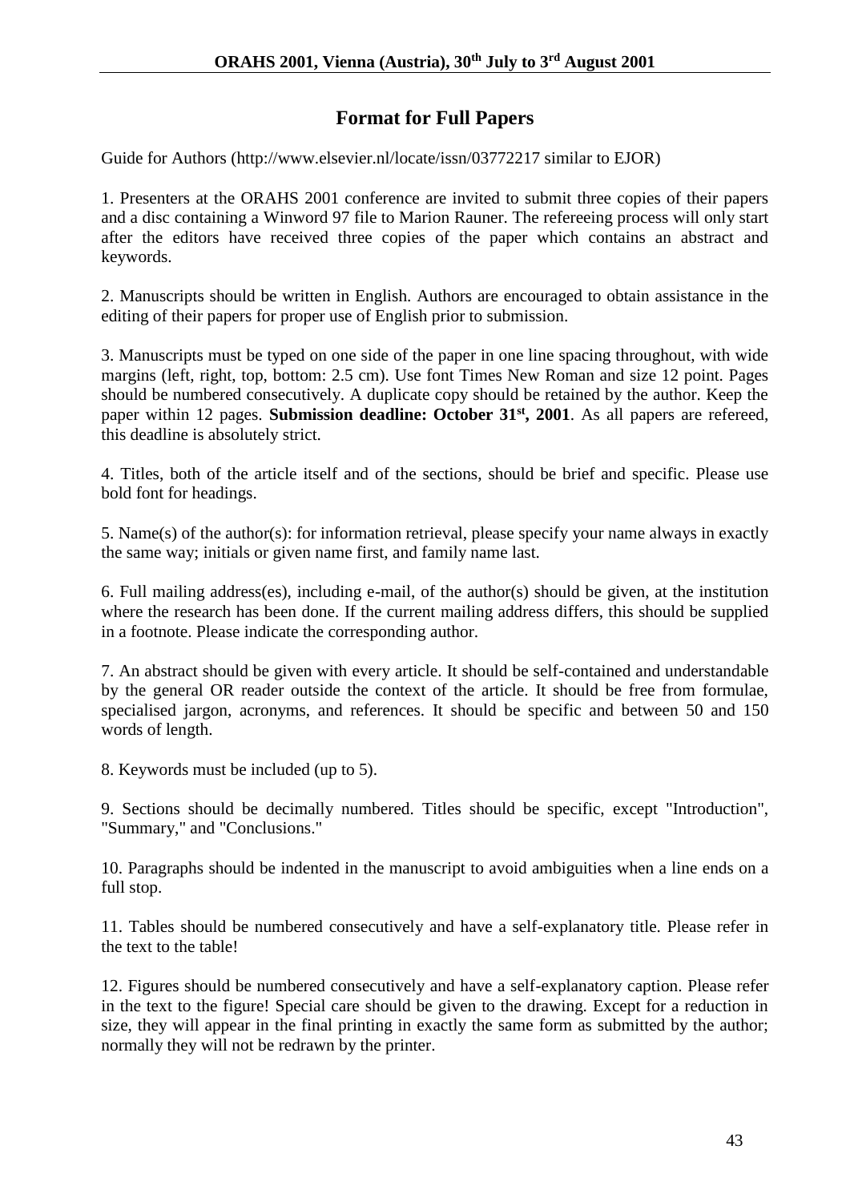# Format for Full Papers

Guide for Authors (http://www.elsevier.nl/locate/issn/03772217 similar to EJOR)

1. Presenters at the ORAHS 2001 conference are invited to submit three copies of their papers and a disc containing a Winword 97 file to Marion Rauner. The refereeing process will only start after the editors have received three copies of the paper which contains an abstract and keywords.

2. Manuscripts should be written in English. Authors are encouraged to obtain assistance in the editing of their papers for proper use of English prior to submission.

3. Manuscripts must be typed on one side of the paper in one line spacing throughout, with wide margins (left, right, top, bottom: 2.5 cm). Use font Times New Roman and size 12 point. Pages should be numbered consecutively. A duplicate copy should be retained by the author. Keep the paper within 12 pages. **Submission deadline: October 31st, 2001**. As all papers are refereed, this deadline is absolutely strict.

4. Titles, both of the article itself and of the sections, should be brief and specific. Please use bold font for headings.

5. Name(s) of the author(s): for information retrieval, please specify your name always in exactly the same way; initials or given name first, and family name last.

6. Full mailing address(es), including e-mail, of the author(s) should be given, at the institution where the research has been done. If the current mailing address differs, this should be supplied in a footnote. Please indicate the corresponding author.

7. An abstract should be given with every article. It should be self-contained and understandable by the general OR reader outside the context of the article. It should be free from formulae, specialised jargon, acronyms, and references. It should be specific and between 50 and 150 words of length.

8. Keywords must be included (up to 5).

9. Sections should be decimally numbered. Titles should be specific, except "Introduction", "Summary," and "Conclusions."

10. Paragraphs should be indented in the manuscript to avoid ambiguities when a line ends on a full stop.

11. Tables should be numbered consecutively and have a self-explanatory title. Please refer in the text to the table!

12. Figures should be numbered consecutively and have a self-explanatory caption. Please refer in the text to the figure! Special care should be given to the drawing. Except for a reduction in size, they will appear in the final printing in exactly the same form as submitted by the author; normally they will not be redrawn by the printer.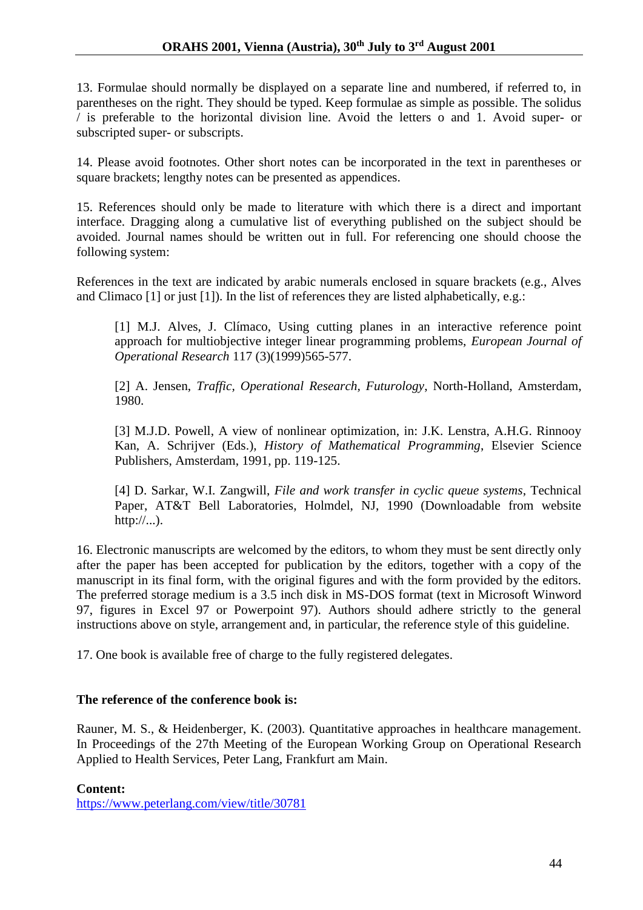13. Formulae should normally be displayed on a separate line and numbered, if referred to, in parentheses on the right. They should be typed. Keep formulae as simple as possible. The solidus / is preferable to the horizontal division line. Avoid the letters o and 1. Avoid super- or subscripted super- or subscripts.

14. Please avoid footnotes. Other short notes can be incorporated in the text in parentheses or square brackets; lengthy notes can be presented as appendices.

15. References should only be made to literature with which there is a direct and important interface. Dragging along a cumulative list of everything published on the subject should be avoided. Journal names should be written out in full. For referencing one should choose the following system:

References in the text are indicated by arabic numerals enclosed in square brackets (e.g., Alves and Climaco [1] or just [1]). In the list of references they are listed alphabetically, e.g.:

> [1] M.J. Alves, J. Clímaco, Using cutting planes in an interactive reference point approach for multiobjective integer linear programming problems, *European Journal of Operational Research* 117 (3)(1999)565-577.
>
> [2] A. Jensen, *Traffic, Operational Research, Futurology*, North-Holland, Amsterdam, 1980.
>
> [3] M.J.D. Powell, A view of nonlinear optimization, in: J.K. Lenstra, A.H.G. Rinnooy Kan, A. Schrijver (Eds.), *History of Mathematical Programming*, Elsevier Science Publishers, Amsterdam, 1991, pp. 119-125.
>
> [4] D. Sarkar, W.I. Zangwill, *File and work transfer in cyclic queue systems*, Technical Paper, AT&T Bell Laboratories, Holmdel, NJ, 1990 (Downloadable from website http://...).

16. Electronic manuscripts are welcomed by the editors, to whom they must be sent directly only after the paper has been accepted for publication by the editors, together with a copy of the manuscript in its final form, with the original figures and with the form provided by the editors. The preferred storage medium is a 3.5 inch disk in MS-DOS format (text in Microsoft Winword 97, figures in Excel 97 or Powerpoint 97). Authors should adhere strictly to the general instructions above on style, arrangement and, in particular, the reference style of this guideline.

17. One book is available free of charge to the fully registered delegates.

**The reference of the conference book is:**

Rauner, M. S., & Heidenberger, K. (2003). Quantitative approaches in healthcare management. In Proceedings of the 27th Meeting of the European Working Group on Operational Research Applied to Health Services, Peter Lang, Frankfurt am Main.

**Content:**
https://www.peterlang.com/view/title/30781